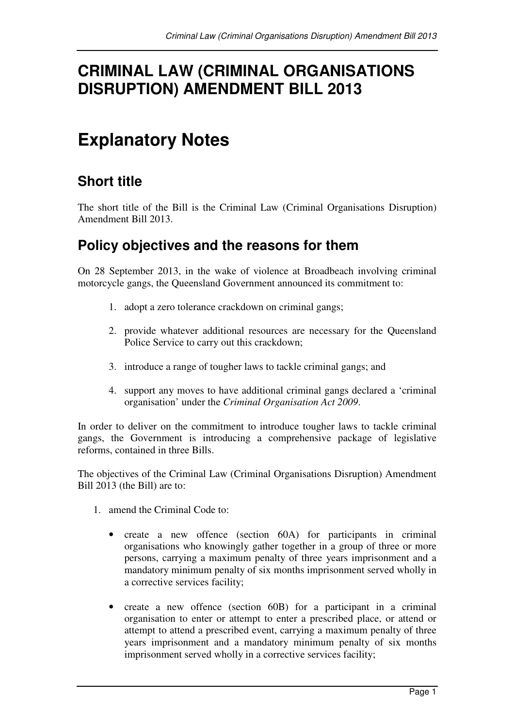# CRIMINAL LAW (CRIMINAL ORGANISATIONS DISRUPTION) AMENDMENT BILL 2013

# Explanatory Notes

## Short title

The short title of the Bill is the Criminal Law (Criminal Organisations Disruption) Amendment Bill 2013.

## Policy objectives and the reasons for them

On 28 September 2013, in the wake of violence at Broadbeach involving criminal motorcycle gangs, the Queensland Government announced its commitment to:

1. adopt a zero tolerance crackdown on criminal gangs;
2. provide whatever additional resources are necessary for the Queensland Police Service to carry out this crackdown;
3. introduce a range of tougher laws to tackle criminal gangs; and
4. support any moves to have additional criminal gangs declared a 'criminal organisation' under the *Criminal Organisation Act 2009*.

In order to deliver on the commitment to introduce tougher laws to tackle criminal gangs, the Government is introducing a comprehensive package of legislative reforms, contained in three Bills.

The objectives of the Criminal Law (Criminal Organisations Disruption) Amendment Bill 2013 (the Bill) are to:

1. amend the Criminal Code to:
   - create a new offence (section 60A) for participants in criminal organisations who knowingly gather together in a group of three or more persons, carrying a maximum penalty of three years imprisonment and a mandatory minimum penalty of six months imprisonment served wholly in a corrective services facility;
   - create a new offence (section 60B) for a participant in a criminal organisation to enter or attempt to enter a prescribed place, or attend or attempt to attend a prescribed event, carrying a maximum penalty of three years imprisonment and a mandatory minimum penalty of six months imprisonment served wholly in a corrective services facility;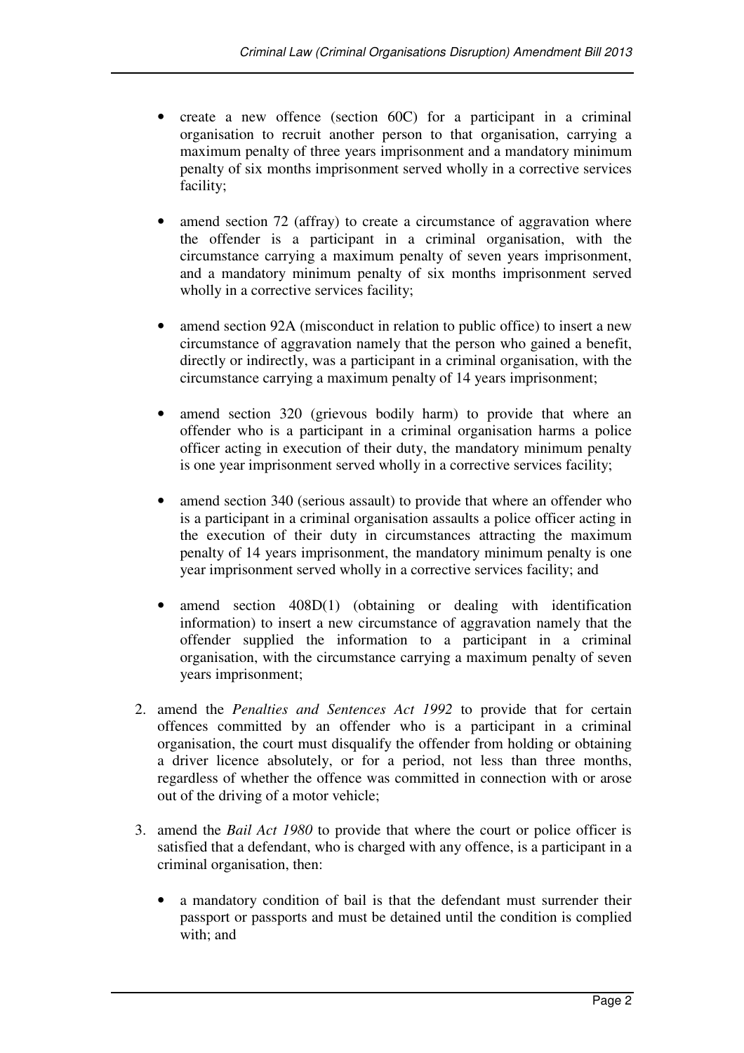- create a new offence (section 60C) for a participant in a criminal organisation to recruit another person to that organisation, carrying a maximum penalty of three years imprisonment and a mandatory minimum penalty of six months imprisonment served wholly in a corrective services facility;

- amend section 72 (affray) to create a circumstance of aggravation where the offender is a participant in a criminal organisation, with the circumstance carrying a maximum penalty of seven years imprisonment, and a mandatory minimum penalty of six months imprisonment served wholly in a corrective services facility;

- amend section 92A (misconduct in relation to public office) to insert a new circumstance of aggravation namely that the person who gained a benefit, directly or indirectly, was a participant in a criminal organisation, with the circumstance carrying a maximum penalty of 14 years imprisonment;

- amend section 320 (grievous bodily harm) to provide that where an offender who is a participant in a criminal organisation harms a police officer acting in execution of their duty, the mandatory minimum penalty is one year imprisonment served wholly in a corrective services facility;

- amend section 340 (serious assault) to provide that where an offender who is a participant in a criminal organisation assaults a police officer acting in the execution of their duty in circumstances attracting the maximum penalty of 14 years imprisonment, the mandatory minimum penalty is one year imprisonment served wholly in a corrective services facility; and

- amend section 408D(1) (obtaining or dealing with identification information) to insert a new circumstance of aggravation namely that the offender supplied the information to a participant in a criminal organisation, with the circumstance carrying a maximum penalty of seven years imprisonment;

2. amend the *Penalties and Sentences Act 1992* to provide that for certain offences committed by an offender who is a participant in a criminal organisation, the court must disqualify the offender from holding or obtaining a driver licence absolutely, or for a period, not less than three months, regardless of whether the offence was committed in connection with or arose out of the driving of a motor vehicle;

3. amend the *Bail Act 1980* to provide that where the court or police officer is satisfied that a defendant, who is charged with any offence, is a participant in a criminal organisation, then:

   - a mandatory condition of bail is that the defendant must surrender their passport or passports and must be detained until the condition is complied with; and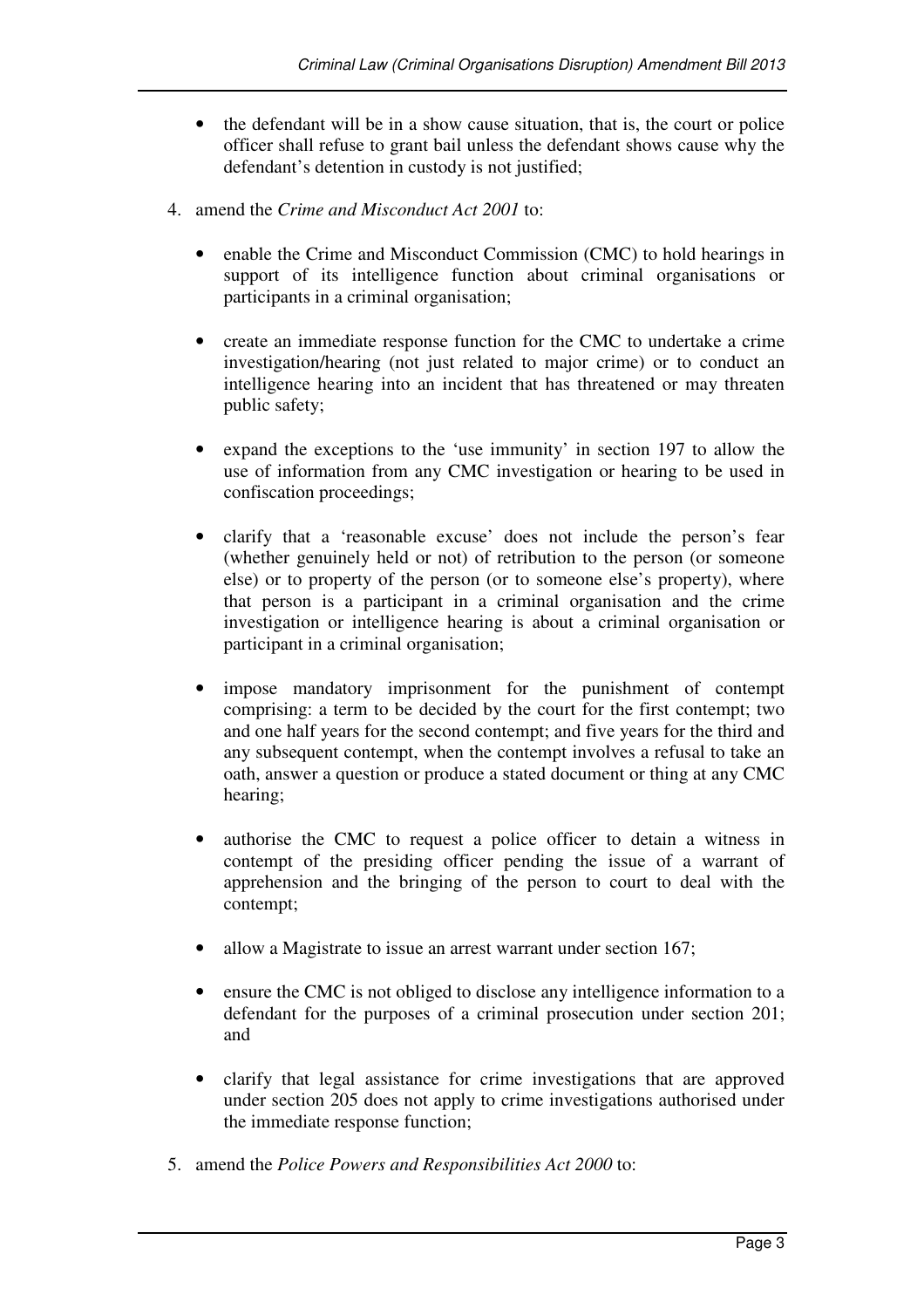- the defendant will be in a show cause situation, that is, the court or police officer shall refuse to grant bail unless the defendant shows cause why the defendant's detention in custody is not justified;

4. amend the *Crime and Misconduct Act 2001* to:

   - enable the Crime and Misconduct Commission (CMC) to hold hearings in support of its intelligence function about criminal organisations or participants in a criminal organisation;

   - create an immediate response function for the CMC to undertake a crime investigation/hearing (not just related to major crime) or to conduct an intelligence hearing into an incident that has threatened or may threaten public safety;

   - expand the exceptions to the 'use immunity' in section 197 to allow the use of information from any CMC investigation or hearing to be used in confiscation proceedings;

   - clarify that a 'reasonable excuse' does not include the person's fear (whether genuinely held or not) of retribution to the person (or someone else) or to property of the person (or to someone else's property), where that person is a participant in a criminal organisation and the crime investigation or intelligence hearing is about a criminal organisation or participant in a criminal organisation;

   - impose mandatory imprisonment for the punishment of contempt comprising: a term to be decided by the court for the first contempt; two and one half years for the second contempt; and five years for the third and any subsequent contempt, when the contempt involves a refusal to take an oath, answer a question or produce a stated document or thing at any CMC hearing;

   - authorise the CMC to request a police officer to detain a witness in contempt of the presiding officer pending the issue of a warrant of apprehension and the bringing of the person to court to deal with the contempt;

   - allow a Magistrate to issue an arrest warrant under section 167;

   - ensure the CMC is not obliged to disclose any intelligence information to a defendant for the purposes of a criminal prosecution under section 201; and

   - clarify that legal assistance for crime investigations that are approved under section 205 does not apply to crime investigations authorised under the immediate response function;

5. amend the *Police Powers and Responsibilities Act 2000* to: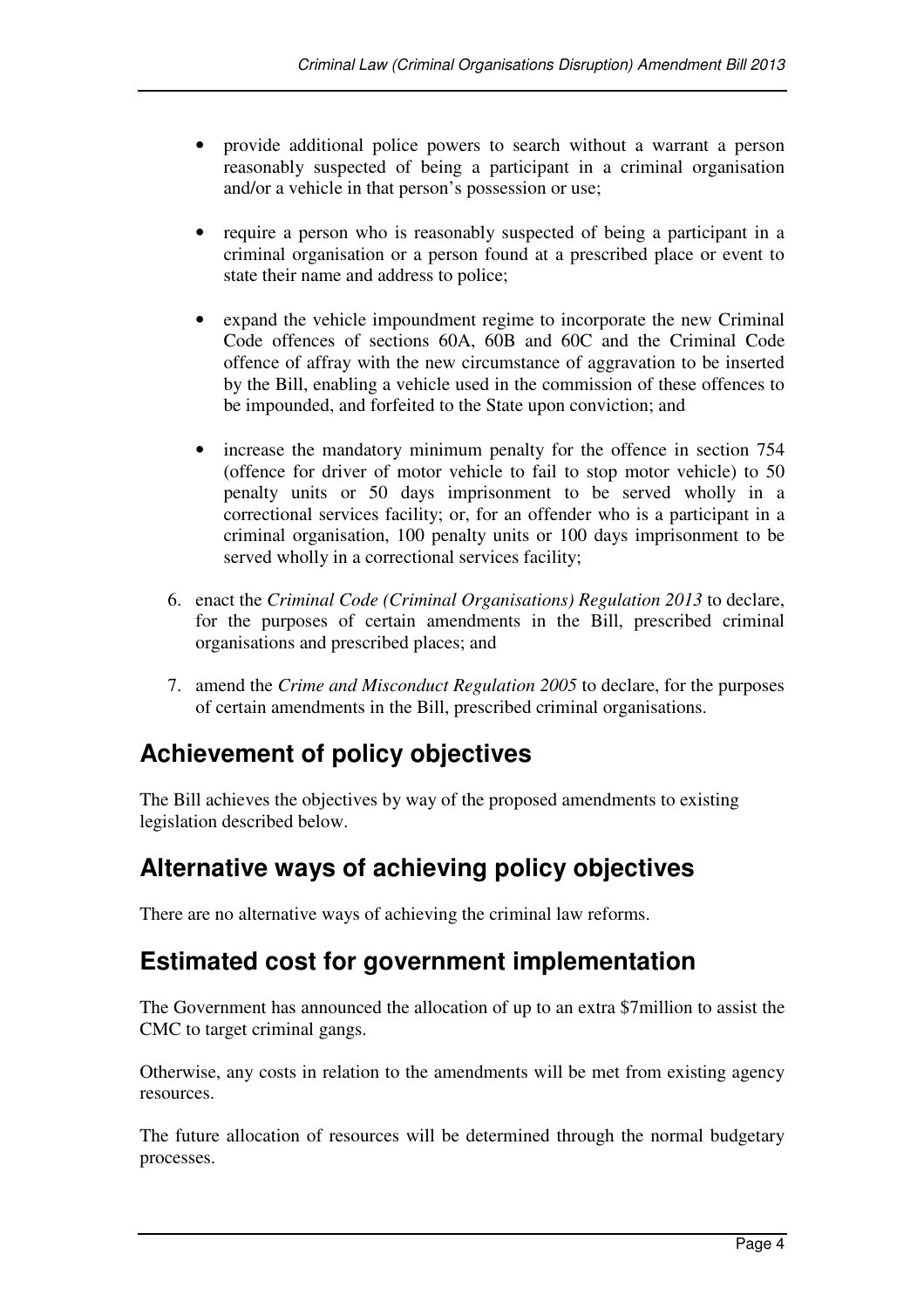- provide additional police powers to search without a warrant a person reasonably suspected of being a participant in a criminal organisation and/or a vehicle in that person's possession or use;
- require a person who is reasonably suspected of being a participant in a criminal organisation or a person found at a prescribed place or event to state their name and address to police;
- expand the vehicle impoundment regime to incorporate the new Criminal Code offences of sections 60A, 60B and 60C and the Criminal Code offence of affray with the new circumstance of aggravation to be inserted by the Bill, enabling a vehicle used in the commission of these offences to be impounded, and forfeited to the State upon conviction; and
- increase the mandatory minimum penalty for the offence in section 754 (offence for driver of motor vehicle to fail to stop motor vehicle) to 50 penalty units or 50 days imprisonment to be served wholly in a correctional services facility; or, for an offender who is a participant in a criminal organisation, 100 penalty units or 100 days imprisonment to be served wholly in a correctional services facility;

6. enact the *Criminal Code (Criminal Organisations) Regulation 2013* to declare, for the purposes of certain amendments in the Bill, prescribed criminal organisations and prescribed places; and

7. amend the *Crime and Misconduct Regulation 2005* to declare, for the purposes of certain amendments in the Bill, prescribed criminal organisations.

## Achievement of policy objectives

The Bill achieves the objectives by way of the proposed amendments to existing legislation described below.

## Alternative ways of achieving policy objectives

There are no alternative ways of achieving the criminal law reforms.

## Estimated cost for government implementation

The Government has announced the allocation of up to an extra $7million to assist the CMC to target criminal gangs.

Otherwise, any costs in relation to the amendments will be met from existing agency resources.

The future allocation of resources will be determined through the normal budgetary processes.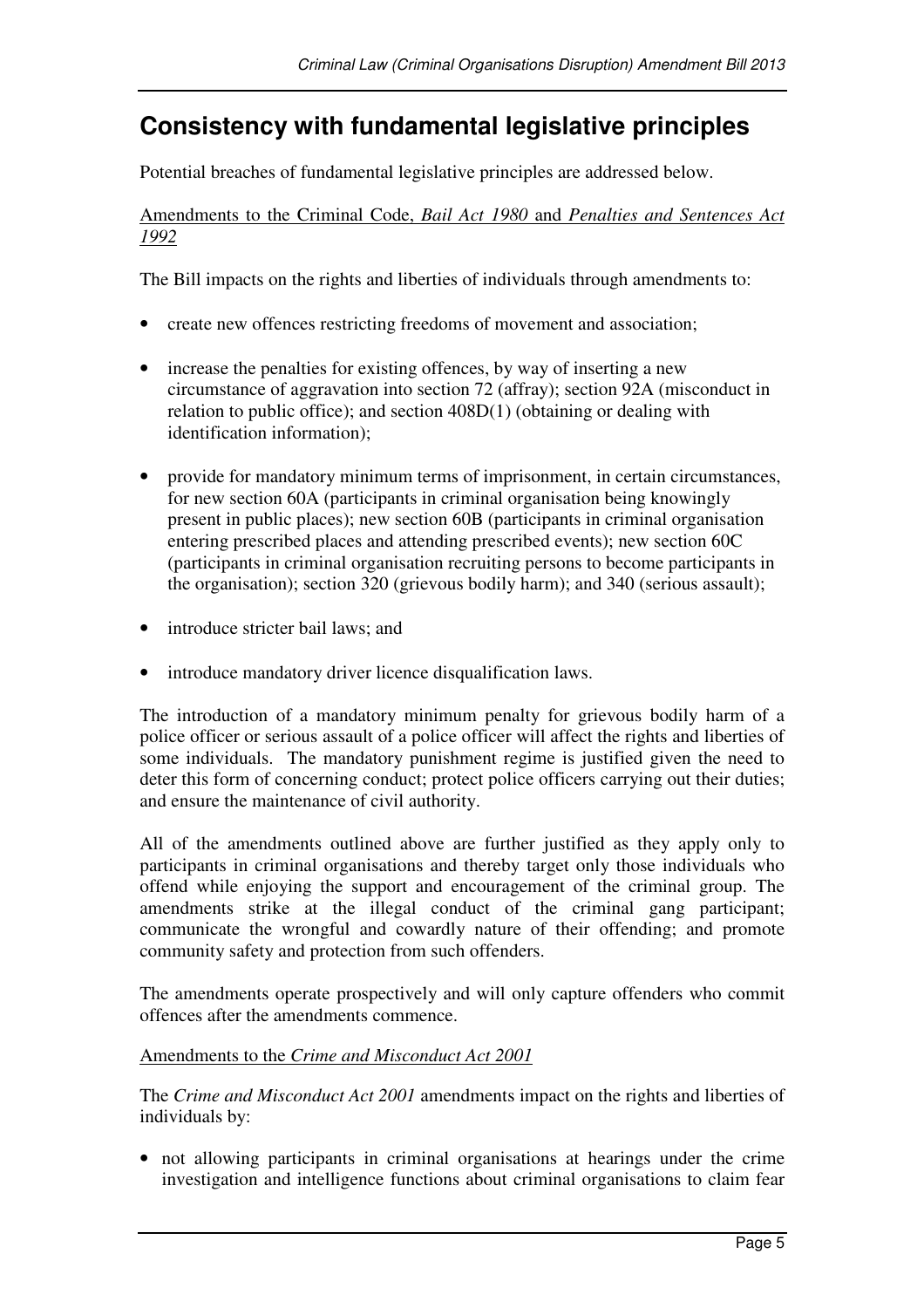## Consistency with fundamental legislative principles

Potential breaches of fundamental legislative principles are addressed below.

Amendments to the Criminal Code, *Bail Act 1980* and *Penalties and Sentences Act 1992*

The Bill impacts on the rights and liberties of individuals through amendments to:

- create new offences restricting freedoms of movement and association;
- increase the penalties for existing offences, by way of inserting a new circumstance of aggravation into section 72 (affray); section 92A (misconduct in relation to public office); and section 408D(1) (obtaining or dealing with identification information);
- provide for mandatory minimum terms of imprisonment, in certain circumstances, for new section 60A (participants in criminal organisation being knowingly present in public places); new section 60B (participants in criminal organisation entering prescribed places and attending prescribed events); new section 60C (participants in criminal organisation recruiting persons to become participants in the organisation); section 320 (grievous bodily harm); and 340 (serious assault);
- introduce stricter bail laws; and
- introduce mandatory driver licence disqualification laws.

The introduction of a mandatory minimum penalty for grievous bodily harm of a police officer or serious assault of a police officer will affect the rights and liberties of some individuals. The mandatory punishment regime is justified given the need to deter this form of concerning conduct; protect police officers carrying out their duties; and ensure the maintenance of civil authority.

All of the amendments outlined above are further justified as they apply only to participants in criminal organisations and thereby target only those individuals who offend while enjoying the support and encouragement of the criminal group. The amendments strike at the illegal conduct of the criminal gang participant; communicate the wrongful and cowardly nature of their offending; and promote community safety and protection from such offenders.

The amendments operate prospectively and will only capture offenders who commit offences after the amendments commence.

Amendments to the *Crime and Misconduct Act 2001*

The *Crime and Misconduct Act 2001* amendments impact on the rights and liberties of individuals by:

- not allowing participants in criminal organisations at hearings under the crime investigation and intelligence functions about criminal organisations to claim fear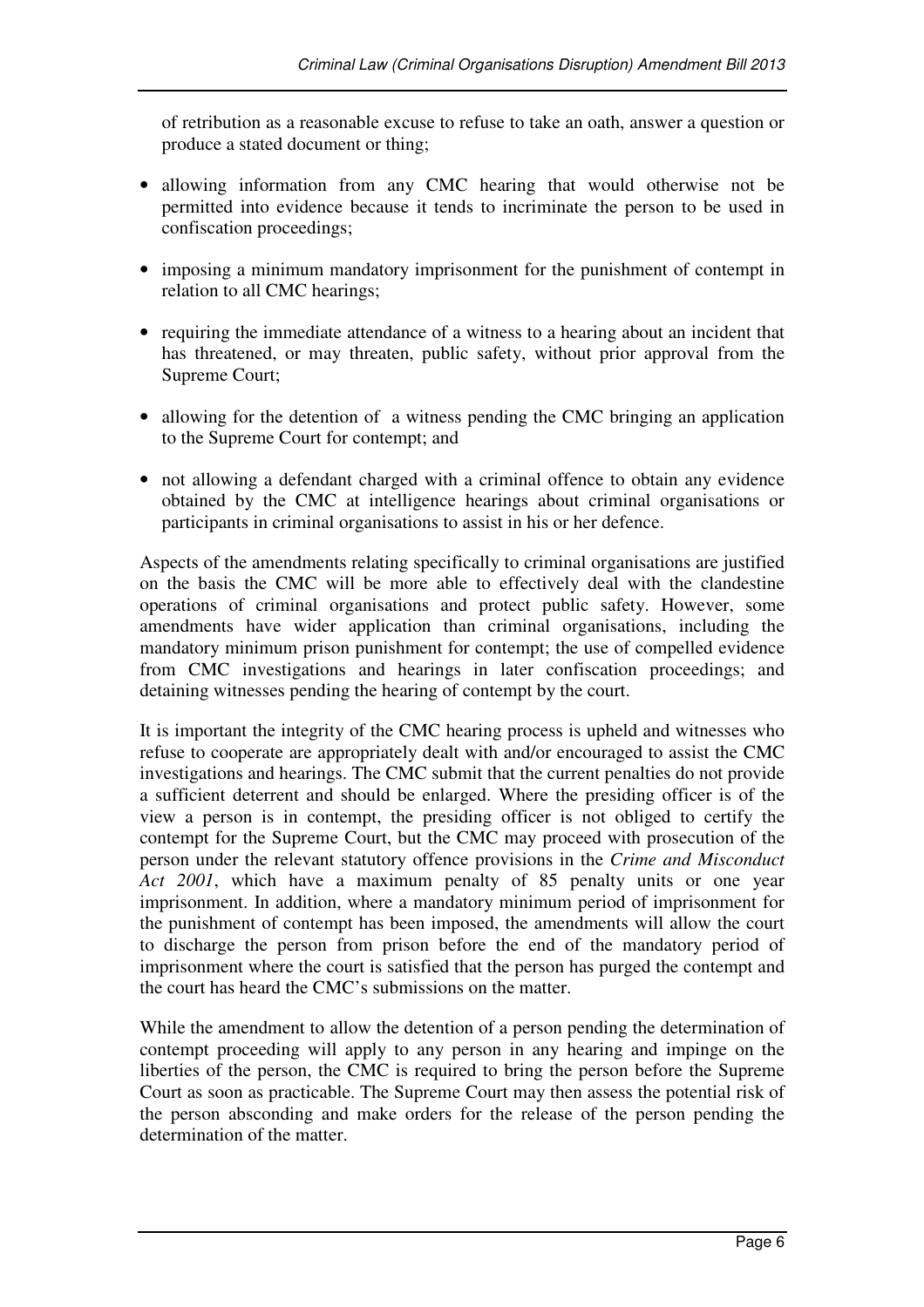of retribution as a reasonable excuse to refuse to take an oath, answer a question or produce a stated document or thing;

- allowing information from any CMC hearing that would otherwise not be permitted into evidence because it tends to incriminate the person to be used in confiscation proceedings;
- imposing a minimum mandatory imprisonment for the punishment of contempt in relation to all CMC hearings;
- requiring the immediate attendance of a witness to a hearing about an incident that has threatened, or may threaten, public safety, without prior approval from the Supreme Court;
- allowing for the detention of a witness pending the CMC bringing an application to the Supreme Court for contempt; and
- not allowing a defendant charged with a criminal offence to obtain any evidence obtained by the CMC at intelligence hearings about criminal organisations or participants in criminal organisations to assist in his or her defence.

Aspects of the amendments relating specifically to criminal organisations are justified on the basis the CMC will be more able to effectively deal with the clandestine operations of criminal organisations and protect public safety. However, some amendments have wider application than criminal organisations, including the mandatory minimum prison punishment for contempt; the use of compelled evidence from CMC investigations and hearings in later confiscation proceedings; and detaining witnesses pending the hearing of contempt by the court.

It is important the integrity of the CMC hearing process is upheld and witnesses who refuse to cooperate are appropriately dealt with and/or encouraged to assist the CMC investigations and hearings. The CMC submit that the current penalties do not provide a sufficient deterrent and should be enlarged. Where the presiding officer is of the view a person is in contempt, the presiding officer is not obliged to certify the contempt for the Supreme Court, but the CMC may proceed with prosecution of the person under the relevant statutory offence provisions in the *Crime and Misconduct Act 2001*, which have a maximum penalty of 85 penalty units or one year imprisonment. In addition, where a mandatory minimum period of imprisonment for the punishment of contempt has been imposed, the amendments will allow the court to discharge the person from prison before the end of the mandatory period of imprisonment where the court is satisfied that the person has purged the contempt and the court has heard the CMC's submissions on the matter.

While the amendment to allow the detention of a person pending the determination of contempt proceeding will apply to any person in any hearing and impinge on the liberties of the person, the CMC is required to bring the person before the Supreme Court as soon as practicable. The Supreme Court may then assess the potential risk of the person absconding and make orders for the release of the person pending the determination of the matter.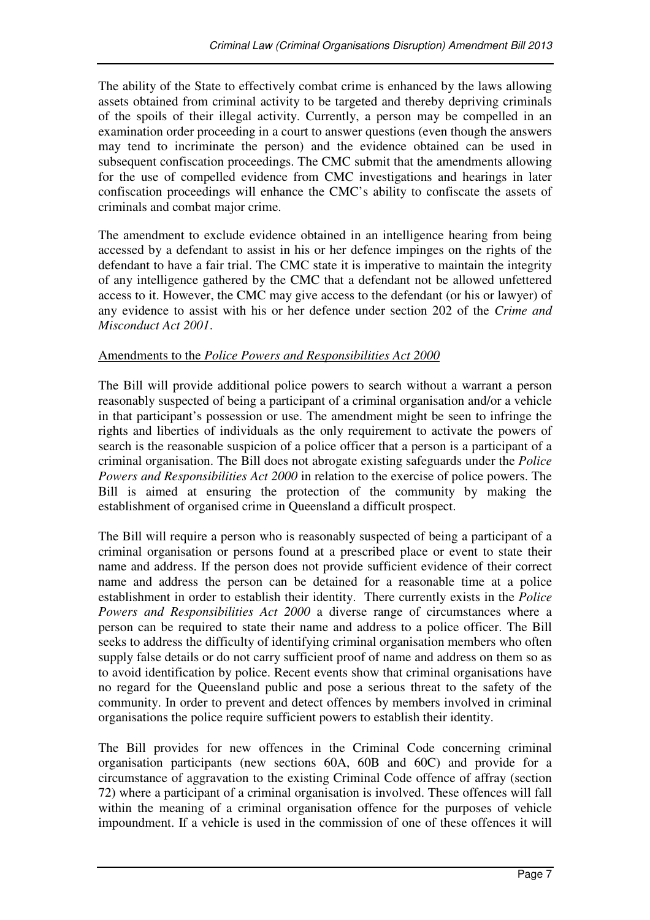The ability of the State to effectively combat crime is enhanced by the laws allowing assets obtained from criminal activity to be targeted and thereby depriving criminals of the spoils of their illegal activity. Currently, a person may be compelled in an examination order proceeding in a court to answer questions (even though the answers may tend to incriminate the person) and the evidence obtained can be used in subsequent confiscation proceedings. The CMC submit that the amendments allowing for the use of compelled evidence from CMC investigations and hearings in later confiscation proceedings will enhance the CMC's ability to confiscate the assets of criminals and combat major crime.

The amendment to exclude evidence obtained in an intelligence hearing from being accessed by a defendant to assist in his or her defence impinges on the rights of the defendant to have a fair trial. The CMC state it is imperative to maintain the integrity of any intelligence gathered by the CMC that a defendant not be allowed unfettered access to it. However, the CMC may give access to the defendant (or his or her lawyer) of any evidence to assist with his or her defence under section 202 of the *Crime and Misconduct Act 2001*.

Amendments to the *Police Powers and Responsibilities Act 2000*

The Bill will provide additional police powers to search without a warrant a person reasonably suspected of being a participant of a criminal organisation and/or a vehicle in that participant's possession or use. The amendment might be seen to infringe the rights and liberties of individuals as the only requirement to activate the powers of search is the reasonable suspicion of a police officer that a person is a participant of a criminal organisation. The Bill does not abrogate existing safeguards under the *Police Powers and Responsibilities Act 2000* in relation to the exercise of police powers. The Bill is aimed at ensuring the protection of the community by making the establishment of organised crime in Queensland a difficult prospect.

The Bill will require a person who is reasonably suspected of being a participant of a criminal organisation or persons found at a prescribed place or event to state their name and address. If the person does not provide sufficient evidence of their correct name and address the person can be detained for a reasonable time at a police establishment in order to establish their identity. There currently exists in the *Police Powers and Responsibilities Act 2000* a diverse range of circumstances where a person can be required to state their name and address to a police officer. The Bill seeks to address the difficulty of identifying criminal organisation members who often supply false details or do not carry sufficient proof of name and address on them so as to avoid identification by police. Recent events show that criminal organisations have no regard for the Queensland public and pose a serious threat to the safety of the community. In order to prevent and detect offences by members involved in criminal organisations the police require sufficient powers to establish their identity.

The Bill provides for new offences in the Criminal Code concerning criminal organisation participants (new sections 60A, 60B and 60C) and provide for a circumstance of aggravation to the existing Criminal Code offence of affray (section 72) where a participant of a criminal organisation is involved. These offences will fall within the meaning of a criminal organisation offence for the purposes of vehicle impoundment. If a vehicle is used in the commission of one of these offences it will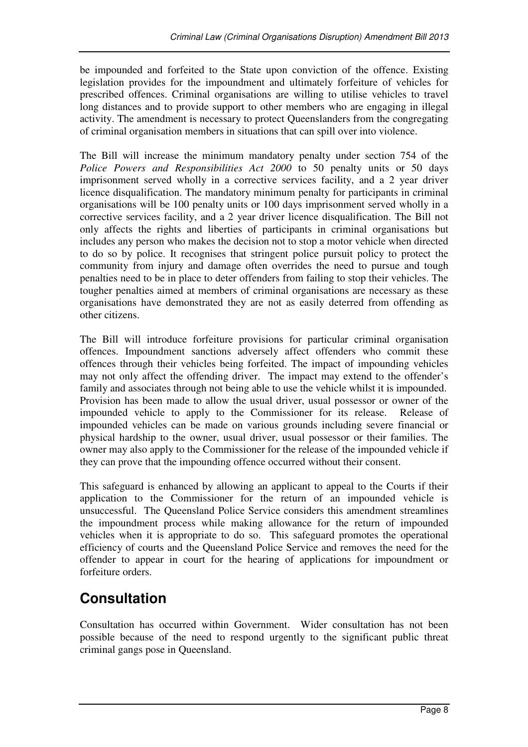be impounded and forfeited to the State upon conviction of the offence. Existing legislation provides for the impoundment and ultimately forfeiture of vehicles for prescribed offences. Criminal organisations are willing to utilise vehicles to travel long distances and to provide support to other members who are engaging in illegal activity. The amendment is necessary to protect Queenslanders from the congregating of criminal organisation members in situations that can spill over into violence.

The Bill will increase the minimum mandatory penalty under section 754 of the *Police Powers and Responsibilities Act 2000* to 50 penalty units or 50 days imprisonment served wholly in a corrective services facility, and a 2 year driver licence disqualification. The mandatory minimum penalty for participants in criminal organisations will be 100 penalty units or 100 days imprisonment served wholly in a corrective services facility, and a 2 year driver licence disqualification. The Bill not only affects the rights and liberties of participants in criminal organisations but includes any person who makes the decision not to stop a motor vehicle when directed to do so by police. It recognises that stringent police pursuit policy to protect the community from injury and damage often overrides the need to pursue and tough penalties need to be in place to deter offenders from failing to stop their vehicles. The tougher penalties aimed at members of criminal organisations are necessary as these organisations have demonstrated they are not as easily deterred from offending as other citizens.

The Bill will introduce forfeiture provisions for particular criminal organisation offences. Impoundment sanctions adversely affect offenders who commit these offences through their vehicles being forfeited. The impact of impounding vehicles may not only affect the offending driver. The impact may extend to the offender's family and associates through not being able to use the vehicle whilst it is impounded. Provision has been made to allow the usual driver, usual possessor or owner of the impounded vehicle to apply to the Commissioner for its release. Release of impounded vehicles can be made on various grounds including severe financial or physical hardship to the owner, usual driver, usual possessor or their families. The owner may also apply to the Commissioner for the release of the impounded vehicle if they can prove that the impounding offence occurred without their consent.

This safeguard is enhanced by allowing an applicant to appeal to the Courts if their application to the Commissioner for the return of an impounded vehicle is unsuccessful. The Queensland Police Service considers this amendment streamlines the impoundment process while making allowance for the return of impounded vehicles when it is appropriate to do so. This safeguard promotes the operational efficiency of courts and the Queensland Police Service and removes the need for the offender to appear in court for the hearing of applications for impoundment or forfeiture orders.

## Consultation

Consultation has occurred within Government. Wider consultation has not been possible because of the need to respond urgently to the significant public threat criminal gangs pose in Queensland.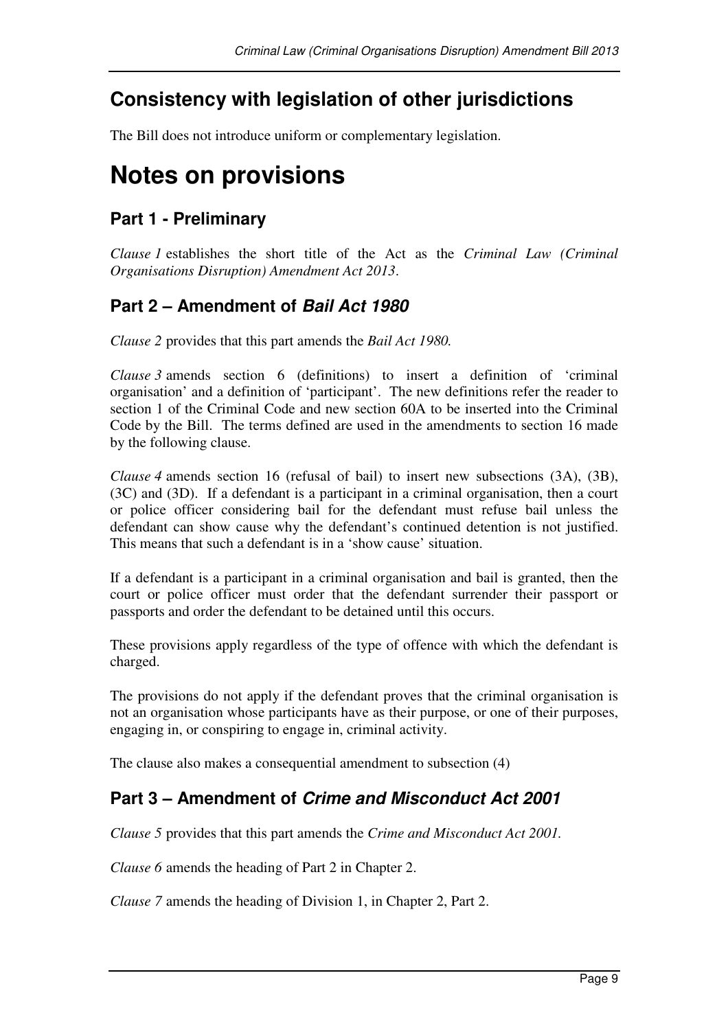## Consistency with legislation of other jurisdictions

The Bill does not introduce uniform or complementary legislation.

# Notes on provisions

## Part 1 - Preliminary

*Clause 1* establishes the short title of the Act as the *Criminal Law (Criminal Organisations Disruption) Amendment Act 2013*.

## Part 2 – Amendment of *Bail Act 1980*

*Clause 2* provides that this part amends the *Bail Act 1980.*

*Clause 3* amends section 6 (definitions) to insert a definition of 'criminal organisation' and a definition of 'participant'. The new definitions refer the reader to section 1 of the Criminal Code and new section 60A to be inserted into the Criminal Code by the Bill. The terms defined are used in the amendments to section 16 made by the following clause.

*Clause 4* amends section 16 (refusal of bail) to insert new subsections (3A), (3B), (3C) and (3D). If a defendant is a participant in a criminal organisation, then a court or police officer considering bail for the defendant must refuse bail unless the defendant can show cause why the defendant's continued detention is not justified. This means that such a defendant is in a 'show cause' situation.

If a defendant is a participant in a criminal organisation and bail is granted, then the court or police officer must order that the defendant surrender their passport or passports and order the defendant to be detained until this occurs.

These provisions apply regardless of the type of offence with which the defendant is charged.

The provisions do not apply if the defendant proves that the criminal organisation is not an organisation whose participants have as their purpose, or one of their purposes, engaging in, or conspiring to engage in, criminal activity.

The clause also makes a consequential amendment to subsection (4)

## Part 3 – Amendment of *Crime and Misconduct Act 2001*

*Clause 5* provides that this part amends the *Crime and Misconduct Act 2001.*

*Clause 6* amends the heading of Part 2 in Chapter 2.

*Clause 7* amends the heading of Division 1, in Chapter 2, Part 2.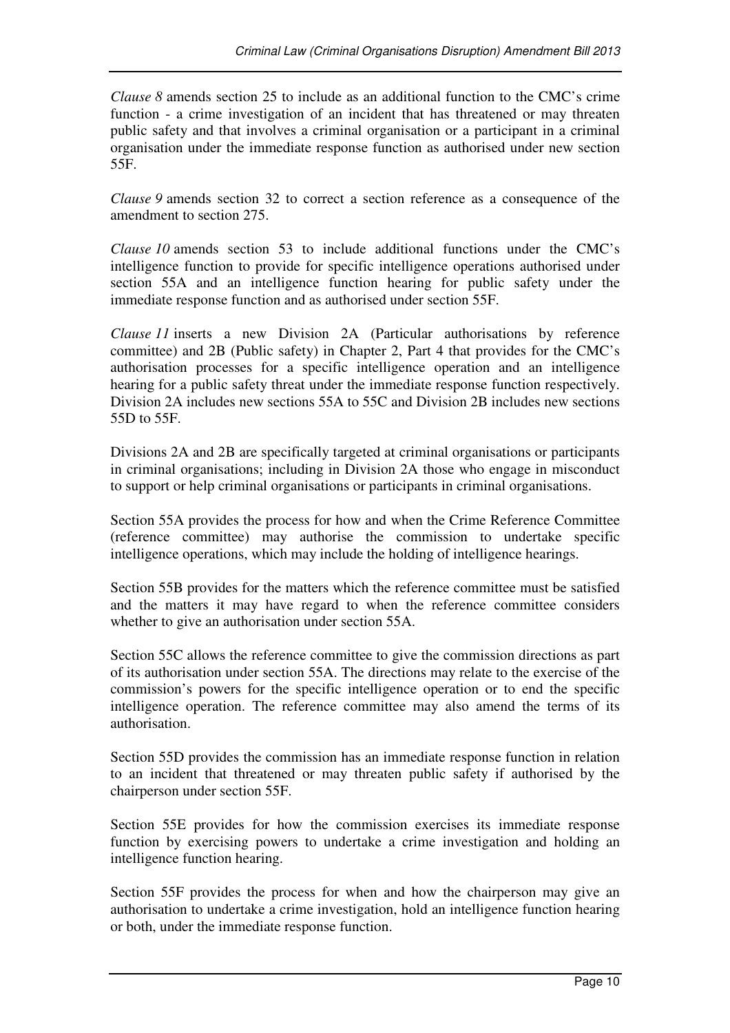*Clause 8* amends section 25 to include as an additional function to the CMC's crime function - a crime investigation of an incident that has threatened or may threaten public safety and that involves a criminal organisation or a participant in a criminal organisation under the immediate response function as authorised under new section 55F.

*Clause 9* amends section 32 to correct a section reference as a consequence of the amendment to section 275.

*Clause 10* amends section 53 to include additional functions under the CMC's intelligence function to provide for specific intelligence operations authorised under section 55A and an intelligence function hearing for public safety under the immediate response function and as authorised under section 55F.

*Clause 11* inserts a new Division 2A (Particular authorisations by reference committee) and 2B (Public safety) in Chapter 2, Part 4 that provides for the CMC's authorisation processes for a specific intelligence operation and an intelligence hearing for a public safety threat under the immediate response function respectively. Division 2A includes new sections 55A to 55C and Division 2B includes new sections 55D to 55F.

Divisions 2A and 2B are specifically targeted at criminal organisations or participants in criminal organisations; including in Division 2A those who engage in misconduct to support or help criminal organisations or participants in criminal organisations.

Section 55A provides the process for how and when the Crime Reference Committee (reference committee) may authorise the commission to undertake specific intelligence operations, which may include the holding of intelligence hearings.

Section 55B provides for the matters which the reference committee must be satisfied and the matters it may have regard to when the reference committee considers whether to give an authorisation under section 55A.

Section 55C allows the reference committee to give the commission directions as part of its authorisation under section 55A. The directions may relate to the exercise of the commission's powers for the specific intelligence operation or to end the specific intelligence operation. The reference committee may also amend the terms of its authorisation.

Section 55D provides the commission has an immediate response function in relation to an incident that threatened or may threaten public safety if authorised by the chairperson under section 55F.

Section 55E provides for how the commission exercises its immediate response function by exercising powers to undertake a crime investigation and holding an intelligence function hearing.

Section 55F provides the process for when and how the chairperson may give an authorisation to undertake a crime investigation, hold an intelligence function hearing or both, under the immediate response function.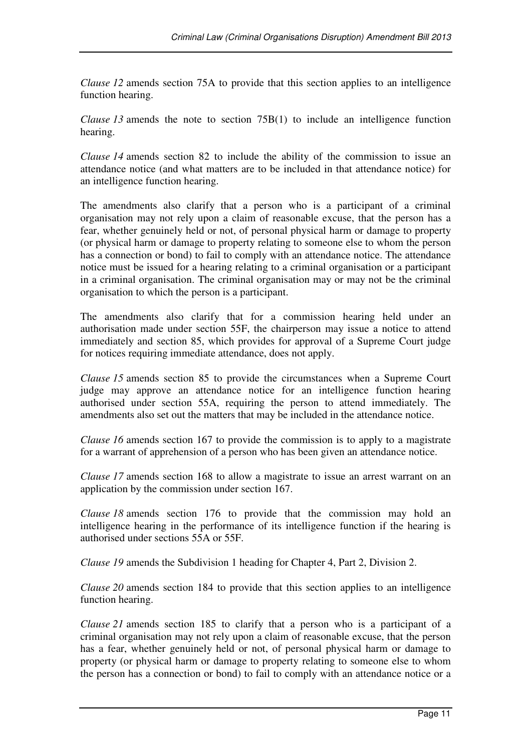*Clause 12* amends section 75A to provide that this section applies to an intelligence function hearing.

*Clause 13* amends the note to section 75B(1) to include an intelligence function hearing.

*Clause 14* amends section 82 to include the ability of the commission to issue an attendance notice (and what matters are to be included in that attendance notice) for an intelligence function hearing.

The amendments also clarify that a person who is a participant of a criminal organisation may not rely upon a claim of reasonable excuse, that the person has a fear, whether genuinely held or not, of personal physical harm or damage to property (or physical harm or damage to property relating to someone else to whom the person has a connection or bond) to fail to comply with an attendance notice. The attendance notice must be issued for a hearing relating to a criminal organisation or a participant in a criminal organisation. The criminal organisation may or may not be the criminal organisation to which the person is a participant.

The amendments also clarify that for a commission hearing held under an authorisation made under section 55F, the chairperson may issue a notice to attend immediately and section 85, which provides for approval of a Supreme Court judge for notices requiring immediate attendance, does not apply.

*Clause 15* amends section 85 to provide the circumstances when a Supreme Court judge may approve an attendance notice for an intelligence function hearing authorised under section 55A, requiring the person to attend immediately. The amendments also set out the matters that may be included in the attendance notice.

*Clause 16* amends section 167 to provide the commission is to apply to a magistrate for a warrant of apprehension of a person who has been given an attendance notice.

*Clause 17* amends section 168 to allow a magistrate to issue an arrest warrant on an application by the commission under section 167.

*Clause 18* amends section 176 to provide that the commission may hold an intelligence hearing in the performance of its intelligence function if the hearing is authorised under sections 55A or 55F.

*Clause 19* amends the Subdivision 1 heading for Chapter 4, Part 2, Division 2.

*Clause 20* amends section 184 to provide that this section applies to an intelligence function hearing.

*Clause 21* amends section 185 to clarify that a person who is a participant of a criminal organisation may not rely upon a claim of reasonable excuse, that the person has a fear, whether genuinely held or not, of personal physical harm or damage to property (or physical harm or damage to property relating to someone else to whom the person has a connection or bond) to fail to comply with an attendance notice or a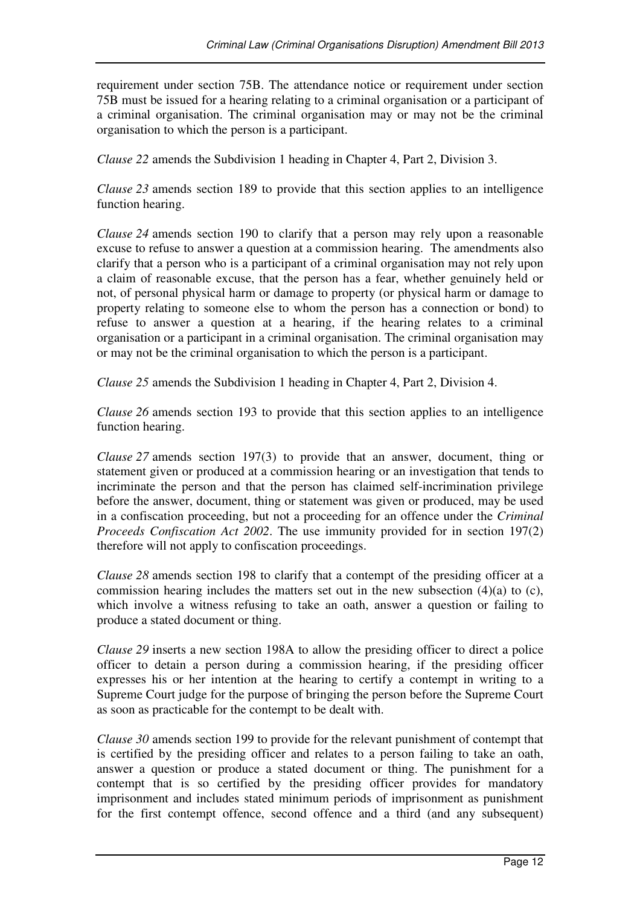requirement under section 75B. The attendance notice or requirement under section 75B must be issued for a hearing relating to a criminal organisation or a participant of a criminal organisation. The criminal organisation may or may not be the criminal organisation to which the person is a participant.

*Clause 22* amends the Subdivision 1 heading in Chapter 4, Part 2, Division 3.

*Clause 23* amends section 189 to provide that this section applies to an intelligence function hearing.

*Clause 24* amends section 190 to clarify that a person may rely upon a reasonable excuse to refuse to answer a question at a commission hearing. The amendments also clarify that a person who is a participant of a criminal organisation may not rely upon a claim of reasonable excuse, that the person has a fear, whether genuinely held or not, of personal physical harm or damage to property (or physical harm or damage to property relating to someone else to whom the person has a connection or bond) to refuse to answer a question at a hearing, if the hearing relates to a criminal organisation or a participant in a criminal organisation. The criminal organisation may or may not be the criminal organisation to which the person is a participant.

*Clause 25* amends the Subdivision 1 heading in Chapter 4, Part 2, Division 4.

*Clause 26* amends section 193 to provide that this section applies to an intelligence function hearing.

*Clause 27* amends section 197(3) to provide that an answer, document, thing or statement given or produced at a commission hearing or an investigation that tends to incriminate the person and that the person has claimed self-incrimination privilege before the answer, document, thing or statement was given or produced, may be used in a confiscation proceeding, but not a proceeding for an offence under the *Criminal Proceeds Confiscation Act 2002*. The use immunity provided for in section 197(2) therefore will not apply to confiscation proceedings.

*Clause 28* amends section 198 to clarify that a contempt of the presiding officer at a commission hearing includes the matters set out in the new subsection (4)(a) to (c), which involve a witness refusing to take an oath, answer a question or failing to produce a stated document or thing.

*Clause 29* inserts a new section 198A to allow the presiding officer to direct a police officer to detain a person during a commission hearing, if the presiding officer expresses his or her intention at the hearing to certify a contempt in writing to a Supreme Court judge for the purpose of bringing the person before the Supreme Court as soon as practicable for the contempt to be dealt with.

*Clause 30* amends section 199 to provide for the relevant punishment of contempt that is certified by the presiding officer and relates to a person failing to take an oath, answer a question or produce a stated document or thing. The punishment for a contempt that is so certified by the presiding officer provides for mandatory imprisonment and includes stated minimum periods of imprisonment as punishment for the first contempt offence, second offence and a third (and any subsequent)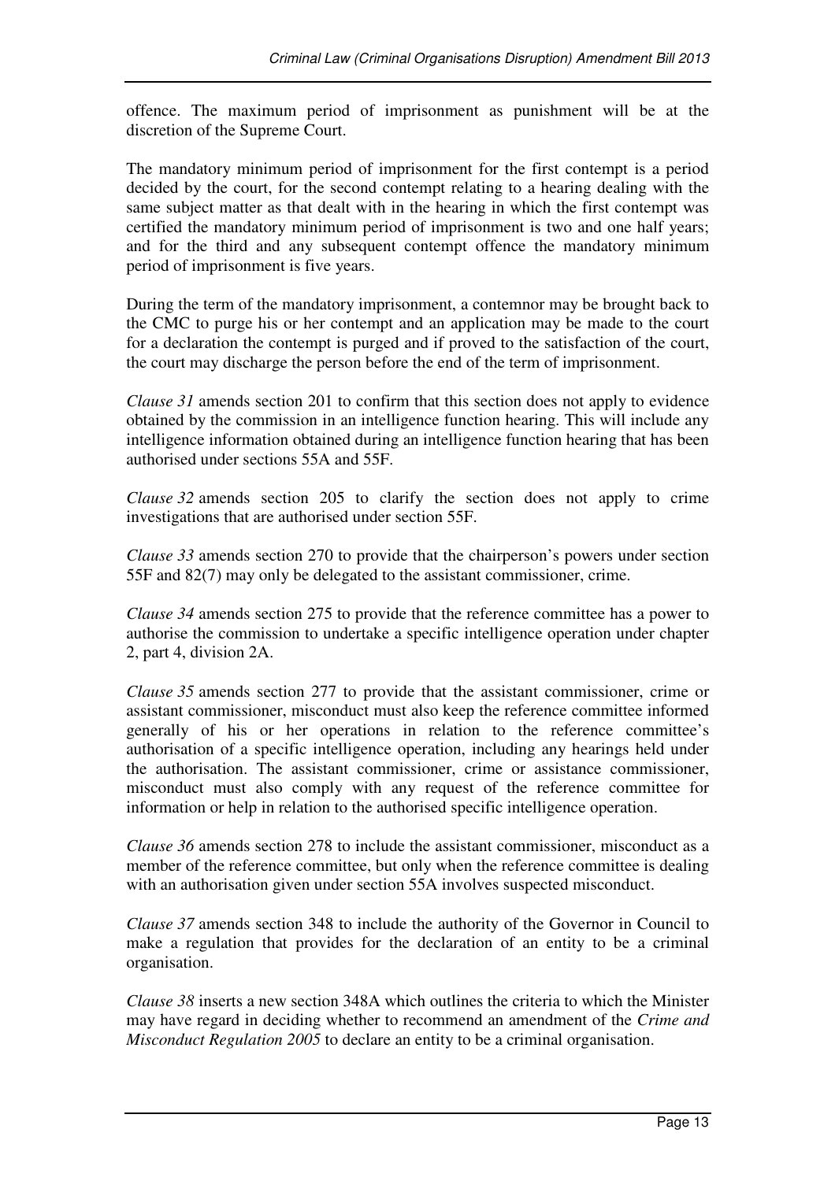offence. The maximum period of imprisonment as punishment will be at the discretion of the Supreme Court.

The mandatory minimum period of imprisonment for the first contempt is a period decided by the court, for the second contempt relating to a hearing dealing with the same subject matter as that dealt with in the hearing in which the first contempt was certified the mandatory minimum period of imprisonment is two and one half years; and for the third and any subsequent contempt offence the mandatory minimum period of imprisonment is five years.

During the term of the mandatory imprisonment, a contemnor may be brought back to the CMC to purge his or her contempt and an application may be made to the court for a declaration the contempt is purged and if proved to the satisfaction of the court, the court may discharge the person before the end of the term of imprisonment.

*Clause 31* amends section 201 to confirm that this section does not apply to evidence obtained by the commission in an intelligence function hearing. This will include any intelligence information obtained during an intelligence function hearing that has been authorised under sections 55A and 55F.

*Clause 32* amends section 205 to clarify the section does not apply to crime investigations that are authorised under section 55F.

*Clause 33* amends section 270 to provide that the chairperson's powers under section 55F and 82(7) may only be delegated to the assistant commissioner, crime.

*Clause 34* amends section 275 to provide that the reference committee has a power to authorise the commission to undertake a specific intelligence operation under chapter 2, part 4, division 2A.

*Clause 35* amends section 277 to provide that the assistant commissioner, crime or assistant commissioner, misconduct must also keep the reference committee informed generally of his or her operations in relation to the reference committee's authorisation of a specific intelligence operation, including any hearings held under the authorisation. The assistant commissioner, crime or assistance commissioner, misconduct must also comply with any request of the reference committee for information or help in relation to the authorised specific intelligence operation.

*Clause 36* amends section 278 to include the assistant commissioner, misconduct as a member of the reference committee, but only when the reference committee is dealing with an authorisation given under section 55A involves suspected misconduct.

*Clause 37* amends section 348 to include the authority of the Governor in Council to make a regulation that provides for the declaration of an entity to be a criminal organisation.

*Clause 38* inserts a new section 348A which outlines the criteria to which the Minister may have regard in deciding whether to recommend an amendment of the *Crime and Misconduct Regulation 2005* to declare an entity to be a criminal organisation.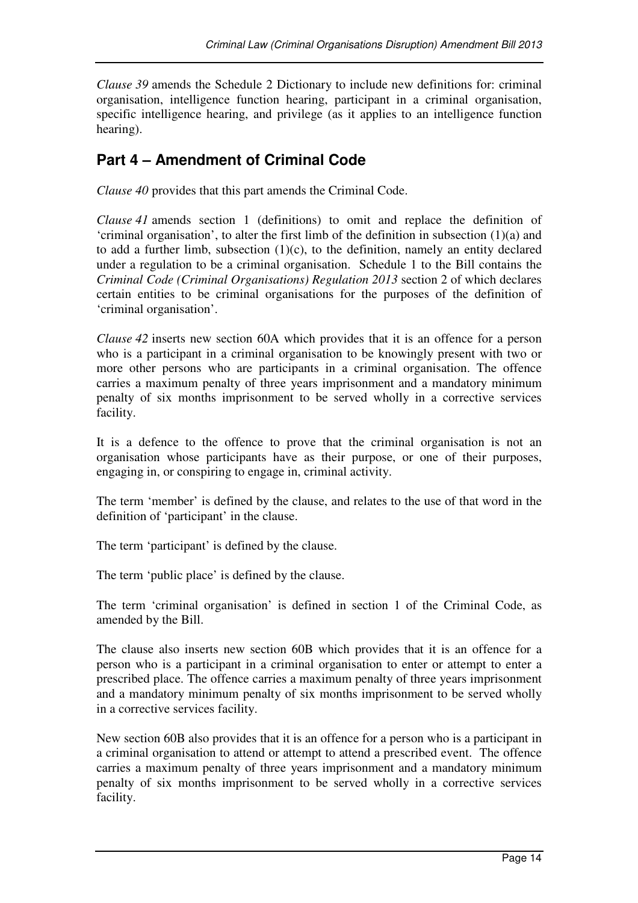*Clause 39* amends the Schedule 2 Dictionary to include new definitions for: criminal organisation, intelligence function hearing, participant in a criminal organisation, specific intelligence hearing, and privilege (as it applies to an intelligence function hearing).

## Part 4 – Amendment of Criminal Code

*Clause 40* provides that this part amends the Criminal Code.

*Clause 41* amends section 1 (definitions) to omit and replace the definition of 'criminal organisation', to alter the first limb of the definition in subsection (1)(a) and to add a further limb, subsection (1)(c), to the definition, namely an entity declared under a regulation to be a criminal organisation. Schedule 1 to the Bill contains the *Criminal Code (Criminal Organisations) Regulation 2013* section 2 of which declares certain entities to be criminal organisations for the purposes of the definition of 'criminal organisation'.

*Clause 42* inserts new section 60A which provides that it is an offence for a person who is a participant in a criminal organisation to be knowingly present with two or more other persons who are participants in a criminal organisation. The offence carries a maximum penalty of three years imprisonment and a mandatory minimum penalty of six months imprisonment to be served wholly in a corrective services facility.

It is a defence to the offence to prove that the criminal organisation is not an organisation whose participants have as their purpose, or one of their purposes, engaging in, or conspiring to engage in, criminal activity.

The term 'member' is defined by the clause, and relates to the use of that word in the definition of 'participant' in the clause.

The term 'participant' is defined by the clause.

The term 'public place' is defined by the clause.

The term 'criminal organisation' is defined in section 1 of the Criminal Code, as amended by the Bill.

The clause also inserts new section 60B which provides that it is an offence for a person who is a participant in a criminal organisation to enter or attempt to enter a prescribed place. The offence carries a maximum penalty of three years imprisonment and a mandatory minimum penalty of six months imprisonment to be served wholly in a corrective services facility.

New section 60B also provides that it is an offence for a person who is a participant in a criminal organisation to attend or attempt to attend a prescribed event. The offence carries a maximum penalty of three years imprisonment and a mandatory minimum penalty of six months imprisonment to be served wholly in a corrective services facility.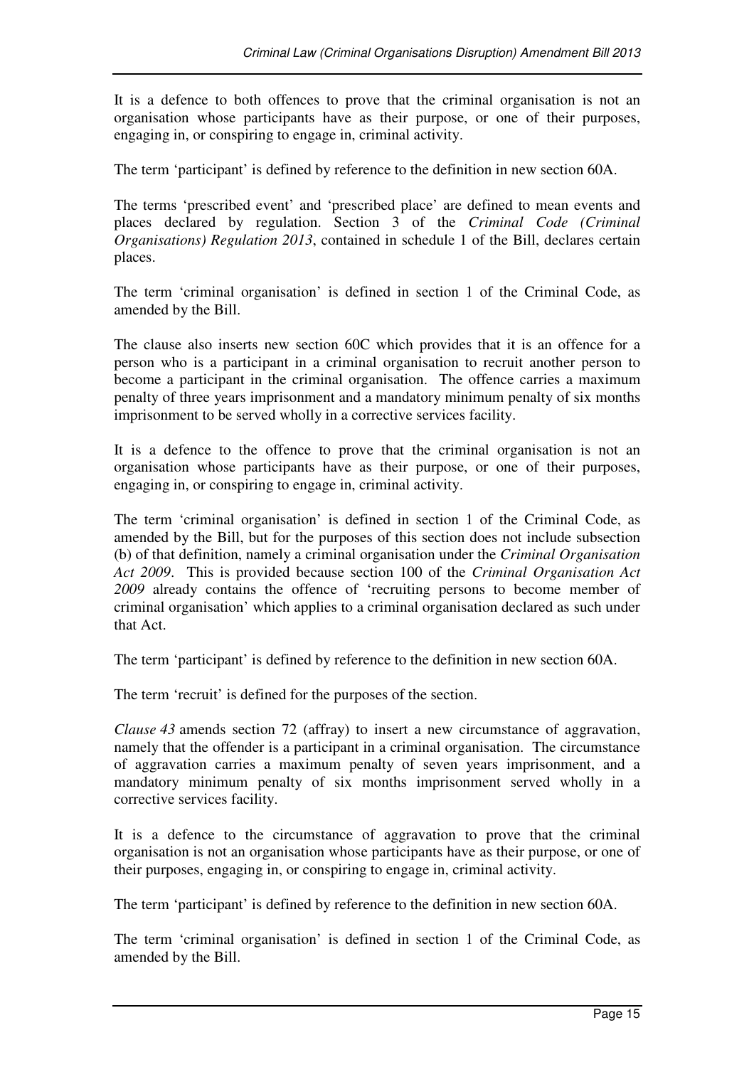It is a defence to both offences to prove that the criminal organisation is not an organisation whose participants have as their purpose, or one of their purposes, engaging in, or conspiring to engage in, criminal activity.

The term 'participant' is defined by reference to the definition in new section 60A.

The terms 'prescribed event' and 'prescribed place' are defined to mean events and places declared by regulation. Section 3 of the *Criminal Code (Criminal Organisations) Regulation 2013*, contained in schedule 1 of the Bill, declares certain places.

The term 'criminal organisation' is defined in section 1 of the Criminal Code, as amended by the Bill.

The clause also inserts new section 60C which provides that it is an offence for a person who is a participant in a criminal organisation to recruit another person to become a participant in the criminal organisation. The offence carries a maximum penalty of three years imprisonment and a mandatory minimum penalty of six months imprisonment to be served wholly in a corrective services facility.

It is a defence to the offence to prove that the criminal organisation is not an organisation whose participants have as their purpose, or one of their purposes, engaging in, or conspiring to engage in, criminal activity.

The term 'criminal organisation' is defined in section 1 of the Criminal Code, as amended by the Bill, but for the purposes of this section does not include subsection (b) of that definition, namely a criminal organisation under the *Criminal Organisation Act 2009*. This is provided because section 100 of the *Criminal Organisation Act 2009* already contains the offence of 'recruiting persons to become member of criminal organisation' which applies to a criminal organisation declared as such under that Act.

The term 'participant' is defined by reference to the definition in new section 60A.

The term 'recruit' is defined for the purposes of the section.

*Clause 43* amends section 72 (affray) to insert a new circumstance of aggravation, namely that the offender is a participant in a criminal organisation. The circumstance of aggravation carries a maximum penalty of seven years imprisonment, and a mandatory minimum penalty of six months imprisonment served wholly in a corrective services facility.

It is a defence to the circumstance of aggravation to prove that the criminal organisation is not an organisation whose participants have as their purpose, or one of their purposes, engaging in, or conspiring to engage in, criminal activity.

The term 'participant' is defined by reference to the definition in new section 60A.

The term 'criminal organisation' is defined in section 1 of the Criminal Code, as amended by the Bill.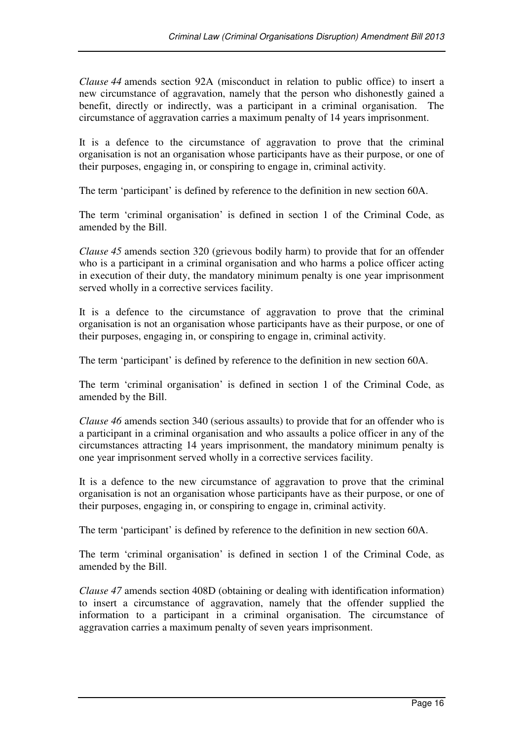*Clause 44* amends section 92A (misconduct in relation to public office) to insert a new circumstance of aggravation, namely that the person who dishonestly gained a benefit, directly or indirectly, was a participant in a criminal organisation. The circumstance of aggravation carries a maximum penalty of 14 years imprisonment.

It is a defence to the circumstance of aggravation to prove that the criminal organisation is not an organisation whose participants have as their purpose, or one of their purposes, engaging in, or conspiring to engage in, criminal activity.

The term 'participant' is defined by reference to the definition in new section 60A.

The term 'criminal organisation' is defined in section 1 of the Criminal Code, as amended by the Bill.

*Clause 45* amends section 320 (grievous bodily harm) to provide that for an offender who is a participant in a criminal organisation and who harms a police officer acting in execution of their duty, the mandatory minimum penalty is one year imprisonment served wholly in a corrective services facility.

It is a defence to the circumstance of aggravation to prove that the criminal organisation is not an organisation whose participants have as their purpose, or one of their purposes, engaging in, or conspiring to engage in, criminal activity.

The term 'participant' is defined by reference to the definition in new section 60A.

The term 'criminal organisation' is defined in section 1 of the Criminal Code, as amended by the Bill.

*Clause 46* amends section 340 (serious assaults) to provide that for an offender who is a participant in a criminal organisation and who assaults a police officer in any of the circumstances attracting 14 years imprisonment, the mandatory minimum penalty is one year imprisonment served wholly in a corrective services facility.

It is a defence to the new circumstance of aggravation to prove that the criminal organisation is not an organisation whose participants have as their purpose, or one of their purposes, engaging in, or conspiring to engage in, criminal activity.

The term 'participant' is defined by reference to the definition in new section 60A.

The term 'criminal organisation' is defined in section 1 of the Criminal Code, as amended by the Bill.

*Clause 47* amends section 408D (obtaining or dealing with identification information) to insert a circumstance of aggravation, namely that the offender supplied the information to a participant in a criminal organisation. The circumstance of aggravation carries a maximum penalty of seven years imprisonment.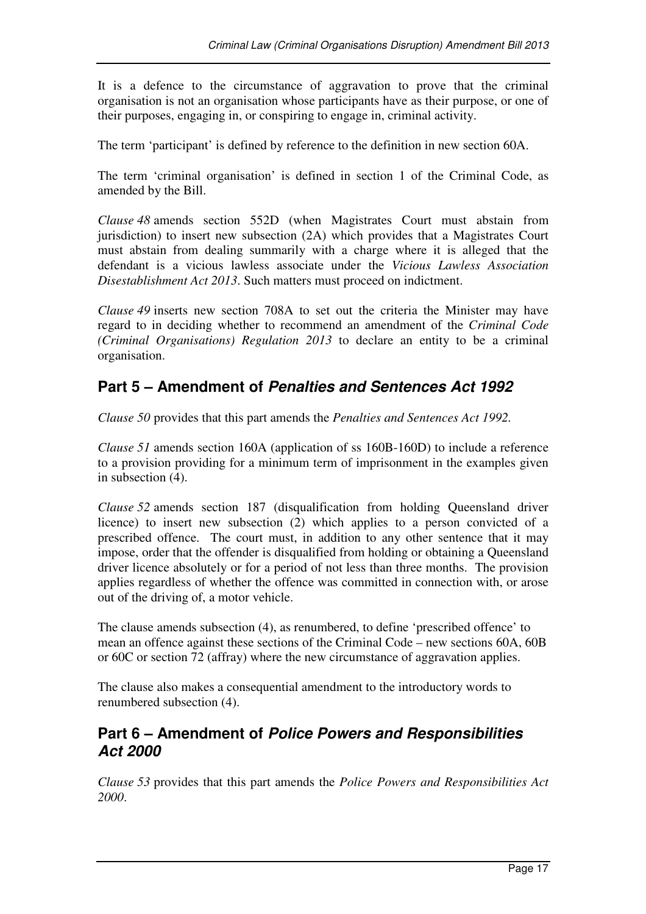It is a defence to the circumstance of aggravation to prove that the criminal organisation is not an organisation whose participants have as their purpose, or one of their purposes, engaging in, or conspiring to engage in, criminal activity.

The term 'participant' is defined by reference to the definition in new section 60A.

The term 'criminal organisation' is defined in section 1 of the Criminal Code, as amended by the Bill.

*Clause 48* amends section 552D (when Magistrates Court must abstain from jurisdiction) to insert new subsection (2A) which provides that a Magistrates Court must abstain from dealing summarily with a charge where it is alleged that the defendant is a vicious lawless associate under the *Vicious Lawless Association Disestablishment Act 2013*. Such matters must proceed on indictment.

*Clause 49* inserts new section 708A to set out the criteria the Minister may have regard to in deciding whether to recommend an amendment of the *Criminal Code (Criminal Organisations) Regulation 2013* to declare an entity to be a criminal organisation.

## Part 5 – Amendment of *Penalties and Sentences Act 1992*

*Clause 50* provides that this part amends the *Penalties and Sentences Act 1992.*

*Clause 51* amends section 160A (application of ss 160B-160D) to include a reference to a provision providing for a minimum term of imprisonment in the examples given in subsection (4).

*Clause 52* amends section 187 (disqualification from holding Queensland driver licence) to insert new subsection (2) which applies to a person convicted of a prescribed offence. The court must, in addition to any other sentence that it may impose, order that the offender is disqualified from holding or obtaining a Queensland driver licence absolutely or for a period of not less than three months. The provision applies regardless of whether the offence was committed in connection with, or arose out of the driving of, a motor vehicle.

The clause amends subsection (4), as renumbered, to define 'prescribed offence' to mean an offence against these sections of the Criminal Code – new sections 60A, 60B or 60C or section 72 (affray) where the new circumstance of aggravation applies.

The clause also makes a consequential amendment to the introductory words to renumbered subsection (4).

## Part 6 – Amendment of *Police Powers and Responsibilities Act 2000*

*Clause 53* provides that this part amends the *Police Powers and Responsibilities Act 2000*.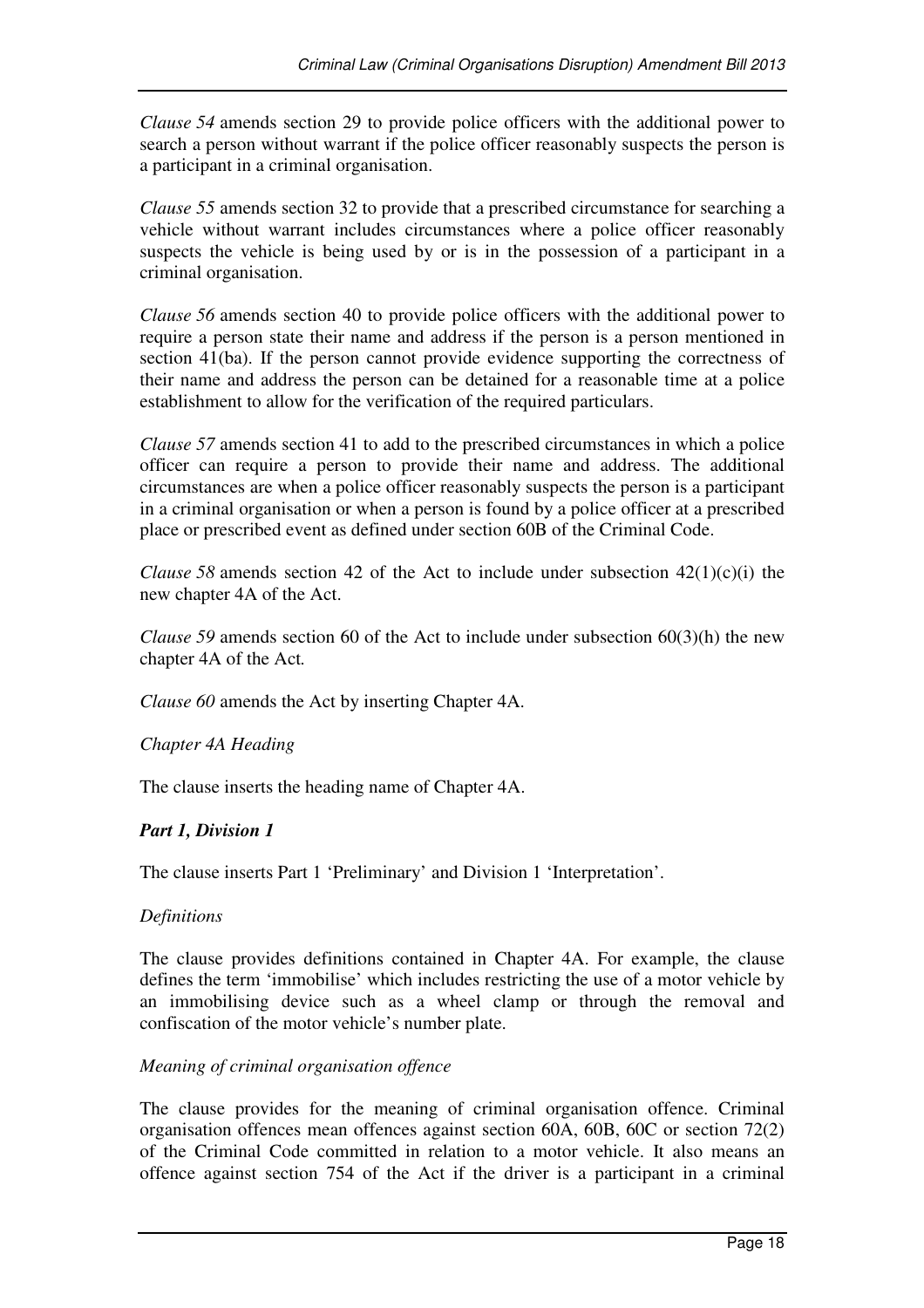*Clause 54* amends section 29 to provide police officers with the additional power to search a person without warrant if the police officer reasonably suspects the person is a participant in a criminal organisation.

*Clause 55* amends section 32 to provide that a prescribed circumstance for searching a vehicle without warrant includes circumstances where a police officer reasonably suspects the vehicle is being used by or is in the possession of a participant in a criminal organisation.

*Clause 56* amends section 40 to provide police officers with the additional power to require a person state their name and address if the person is a person mentioned in section 41(ba). If the person cannot provide evidence supporting the correctness of their name and address the person can be detained for a reasonable time at a police establishment to allow for the verification of the required particulars.

*Clause 57* amends section 41 to add to the prescribed circumstances in which a police officer can require a person to provide their name and address. The additional circumstances are when a police officer reasonably suspects the person is a participant in a criminal organisation or when a person is found by a police officer at a prescribed place or prescribed event as defined under section 60B of the Criminal Code.

*Clause 58* amends section 42 of the Act to include under subsection 42(1)(c)(i) the new chapter 4A of the Act.

*Clause 59* amends section 60 of the Act to include under subsection 60(3)(h) the new chapter 4A of the Act.

*Clause 60* amends the Act by inserting Chapter 4A.

*Chapter 4A Heading*

The clause inserts the heading name of Chapter 4A.

***Part 1, Division 1***

The clause inserts Part 1 'Preliminary' and Division 1 'Interpretation'.

*Definitions*

The clause provides definitions contained in Chapter 4A. For example, the clause defines the term 'immobilise' which includes restricting the use of a motor vehicle by an immobilising device such as a wheel clamp or through the removal and confiscation of the motor vehicle's number plate.

*Meaning of criminal organisation offence*

The clause provides for the meaning of criminal organisation offence. Criminal organisation offences mean offences against section 60A, 60B, 60C or section 72(2) of the Criminal Code committed in relation to a motor vehicle. It also means an offence against section 754 of the Act if the driver is a participant in a criminal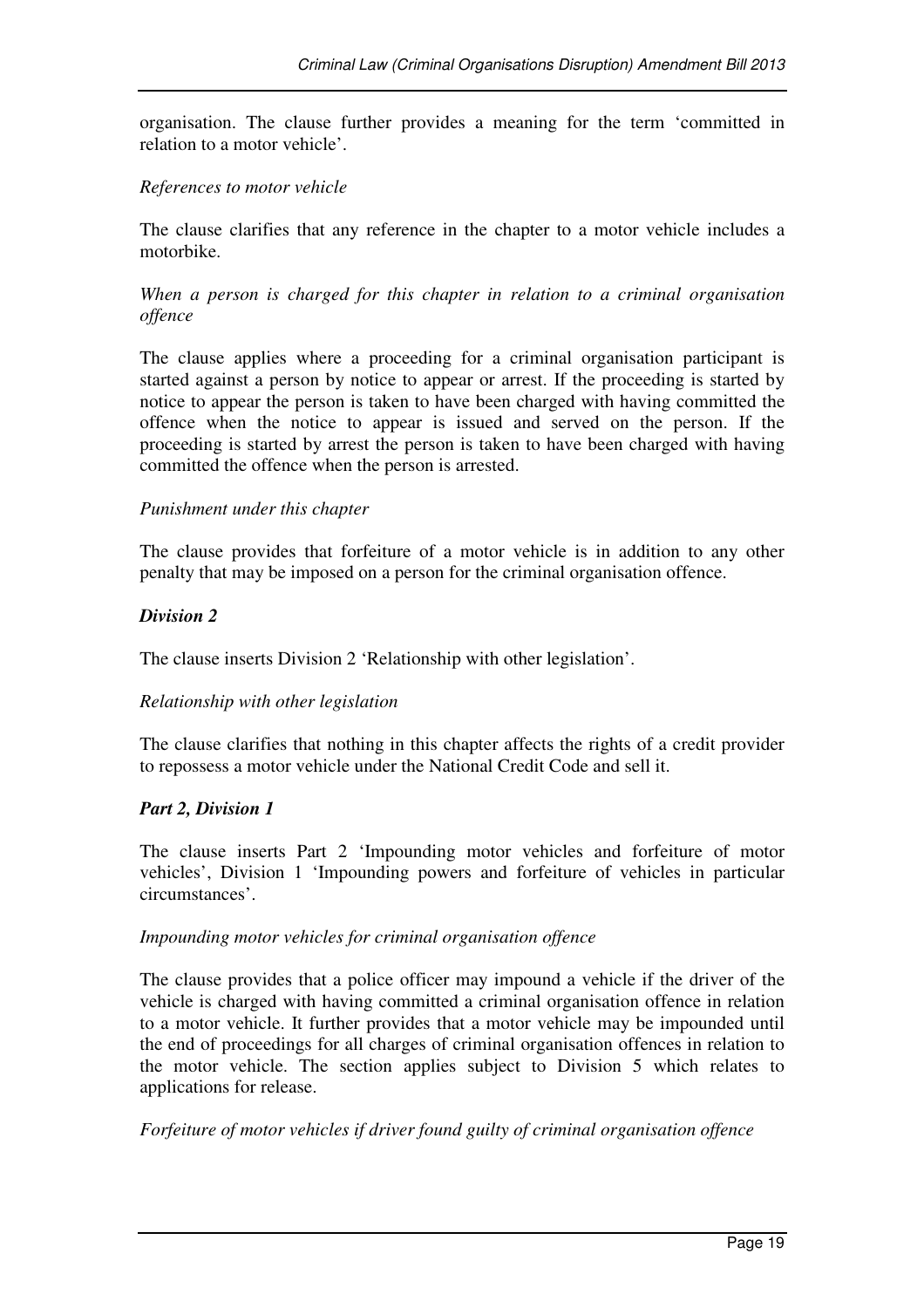organisation. The clause further provides a meaning for the term 'committed in relation to a motor vehicle'.

*References to motor vehicle*

The clause clarifies that any reference in the chapter to a motor vehicle includes a motorbike.

*When a person is charged for this chapter in relation to a criminal organisation offence*

The clause applies where a proceeding for a criminal organisation participant is started against a person by notice to appear or arrest. If the proceeding is started by notice to appear the person is taken to have been charged with having committed the offence when the notice to appear is issued and served on the person. If the proceeding is started by arrest the person is taken to have been charged with having committed the offence when the person is arrested.

*Punishment under this chapter*

The clause provides that forfeiture of a motor vehicle is in addition to any other penalty that may be imposed on a person for the criminal organisation offence.

***Division 2***

The clause inserts Division 2 'Relationship with other legislation'.

*Relationship with other legislation*

The clause clarifies that nothing in this chapter affects the rights of a credit provider to repossess a motor vehicle under the National Credit Code and sell it.

***Part 2, Division 1***

The clause inserts Part 2 'Impounding motor vehicles and forfeiture of motor vehicles', Division 1 'Impounding powers and forfeiture of vehicles in particular circumstances'.

*Impounding motor vehicles for criminal organisation offence*

The clause provides that a police officer may impound a vehicle if the driver of the vehicle is charged with having committed a criminal organisation offence in relation to a motor vehicle. It further provides that a motor vehicle may be impounded until the end of proceedings for all charges of criminal organisation offences in relation to the motor vehicle. The section applies subject to Division 5 which relates to applications for release.

*Forfeiture of motor vehicles if driver found guilty of criminal organisation offence*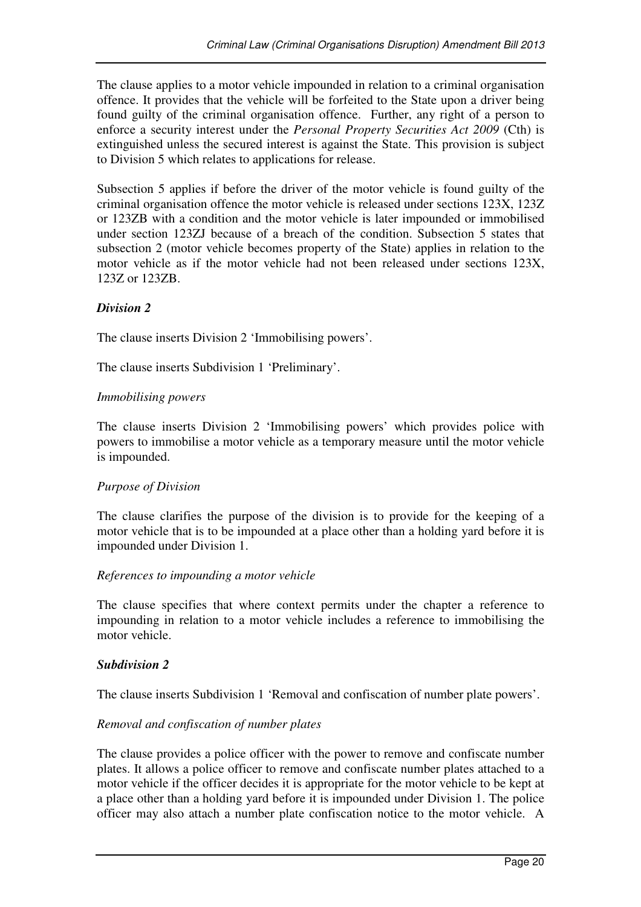The clause applies to a motor vehicle impounded in relation to a criminal organisation offence. It provides that the vehicle will be forfeited to the State upon a driver being found guilty of the criminal organisation offence. Further, any right of a person to enforce a security interest under the *Personal Property Securities Act 2009* (Cth) is extinguished unless the secured interest is against the State. This provision is subject to Division 5 which relates to applications for release.

Subsection 5 applies if before the driver of the motor vehicle is found guilty of the criminal organisation offence the motor vehicle is released under sections 123X, 123Z or 123ZB with a condition and the motor vehicle is later impounded or immobilised under section 123ZJ because of a breach of the condition. Subsection 5 states that subsection 2 (motor vehicle becomes property of the State) applies in relation to the motor vehicle as if the motor vehicle had not been released under sections 123X, 123Z or 123ZB.

***Division 2***

The clause inserts Division 2 'Immobilising powers'.

The clause inserts Subdivision 1 'Preliminary'.

*Immobilising powers*

The clause inserts Division 2 'Immobilising powers' which provides police with powers to immobilise a motor vehicle as a temporary measure until the motor vehicle is impounded.

*Purpose of Division*

The clause clarifies the purpose of the division is to provide for the keeping of a motor vehicle that is to be impounded at a place other than a holding yard before it is impounded under Division 1.

*References to impounding a motor vehicle*

The clause specifies that where context permits under the chapter a reference to impounding in relation to a motor vehicle includes a reference to immobilising the motor vehicle.

***Subdivision 2***

The clause inserts Subdivision 1 'Removal and confiscation of number plate powers'.

*Removal and confiscation of number plates*

The clause provides a police officer with the power to remove and confiscate number plates. It allows a police officer to remove and confiscate number plates attached to a motor vehicle if the officer decides it is appropriate for the motor vehicle to be kept at a place other than a holding yard before it is impounded under Division 1. The police officer may also attach a number plate confiscation notice to the motor vehicle. A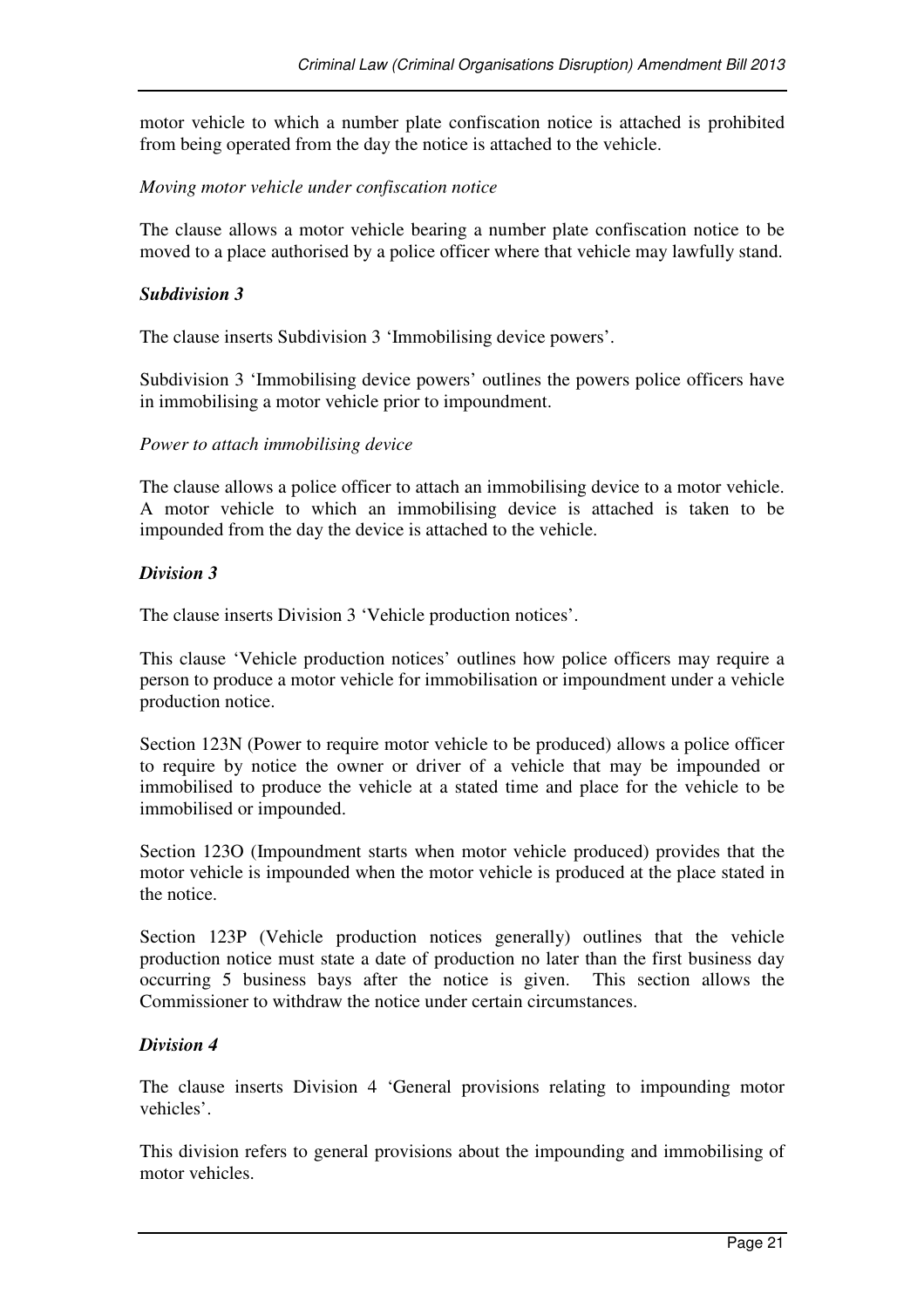motor vehicle to which a number plate confiscation notice is attached is prohibited from being operated from the day the notice is attached to the vehicle.

*Moving motor vehicle under confiscation notice*

The clause allows a motor vehicle bearing a number plate confiscation notice to be moved to a place authorised by a police officer where that vehicle may lawfully stand.

***Subdivision 3***

The clause inserts Subdivision 3 'Immobilising device powers'.

Subdivision 3 'Immobilising device powers' outlines the powers police officers have in immobilising a motor vehicle prior to impoundment.

*Power to attach immobilising device*

The clause allows a police officer to attach an immobilising device to a motor vehicle. A motor vehicle to which an immobilising device is attached is taken to be impounded from the day the device is attached to the vehicle.

***Division 3***

The clause inserts Division 3 'Vehicle production notices'.

This clause 'Vehicle production notices' outlines how police officers may require a person to produce a motor vehicle for immobilisation or impoundment under a vehicle production notice.

Section 123N (Power to require motor vehicle to be produced) allows a police officer to require by notice the owner or driver of a vehicle that may be impounded or immobilised to produce the vehicle at a stated time and place for the vehicle to be immobilised or impounded.

Section 123O (Impoundment starts when motor vehicle produced) provides that the motor vehicle is impounded when the motor vehicle is produced at the place stated in the notice.

Section 123P (Vehicle production notices generally) outlines that the vehicle production notice must state a date of production no later than the first business day occurring 5 business bays after the notice is given. This section allows the Commissioner to withdraw the notice under certain circumstances.

***Division 4***

The clause inserts Division 4 'General provisions relating to impounding motor vehicles'.

This division refers to general provisions about the impounding and immobilising of motor vehicles.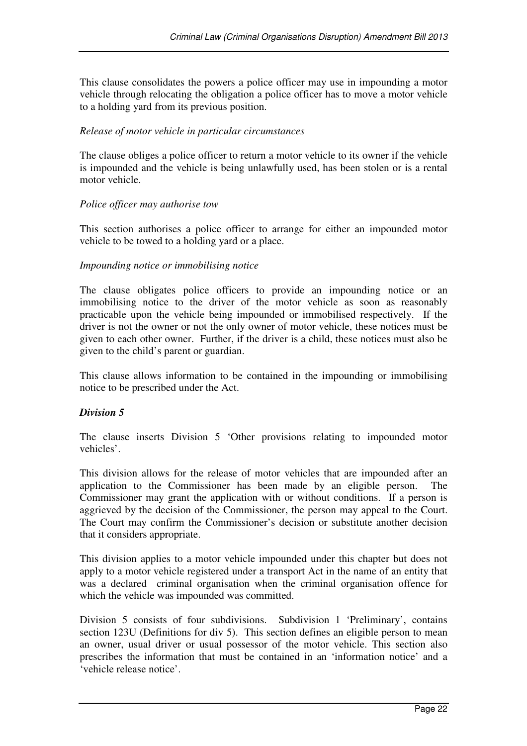This clause consolidates the powers a police officer may use in impounding a motor vehicle through relocating the obligation a police officer has to move a motor vehicle to a holding yard from its previous position.

*Release of motor vehicle in particular circumstances*

The clause obliges a police officer to return a motor vehicle to its owner if the vehicle is impounded and the vehicle is being unlawfully used, has been stolen or is a rental motor vehicle.

*Police officer may authorise tow*

This section authorises a police officer to arrange for either an impounded motor vehicle to be towed to a holding yard or a place.

*Impounding notice or immobilising notice*

The clause obligates police officers to provide an impounding notice or an immobilising notice to the driver of the motor vehicle as soon as reasonably practicable upon the vehicle being impounded or immobilised respectively. If the driver is not the owner or not the only owner of motor vehicle, these notices must be given to each other owner. Further, if the driver is a child, these notices must also be given to the child's parent or guardian.

This clause allows information to be contained in the impounding or immobilising notice to be prescribed under the Act.

***Division 5***

The clause inserts Division 5 'Other provisions relating to impounded motor vehicles'.

This division allows for the release of motor vehicles that are impounded after an application to the Commissioner has been made by an eligible person. The Commissioner may grant the application with or without conditions. If a person is aggrieved by the decision of the Commissioner, the person may appeal to the Court. The Court may confirm the Commissioner's decision or substitute another decision that it considers appropriate.

This division applies to a motor vehicle impounded under this chapter but does not apply to a motor vehicle registered under a transport Act in the name of an entity that was a declared criminal organisation when the criminal organisation offence for which the vehicle was impounded was committed.

Division 5 consists of four subdivisions. Subdivision 1 'Preliminary', contains section 123U (Definitions for div 5). This section defines an eligible person to mean an owner, usual driver or usual possessor of the motor vehicle. This section also prescribes the information that must be contained in an 'information notice' and a 'vehicle release notice'.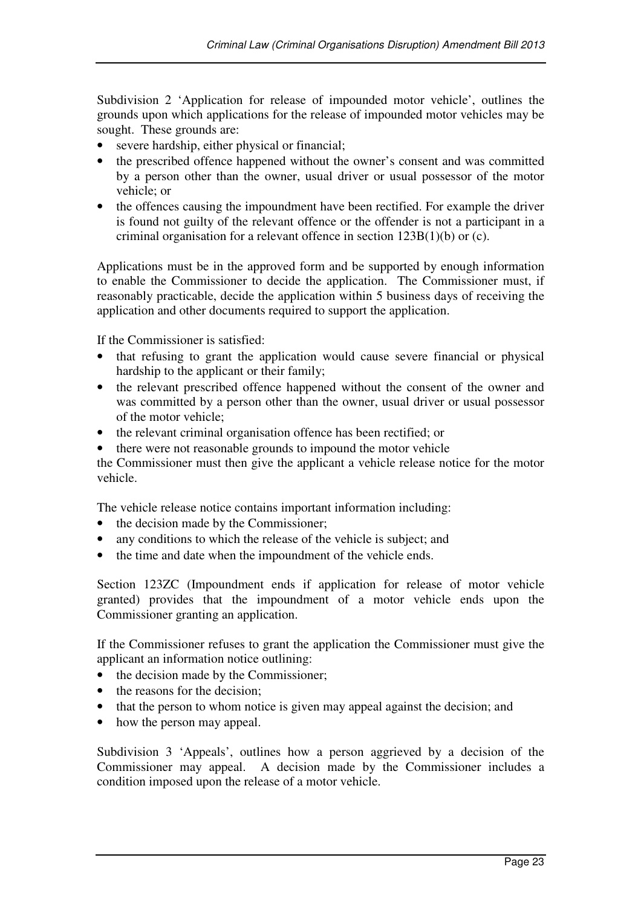Subdivision 2 'Application for release of impounded motor vehicle', outlines the grounds upon which applications for the release of impounded motor vehicles may be sought. These grounds are:

- severe hardship, either physical or financial;
- the prescribed offence happened without the owner's consent and was committed by a person other than the owner, usual driver or usual possessor of the motor vehicle; or
- the offences causing the impoundment have been rectified. For example the driver is found not guilty of the relevant offence or the offender is not a participant in a criminal organisation for a relevant offence in section 123B(1)(b) or (c).

Applications must be in the approved form and be supported by enough information to enable the Commissioner to decide the application. The Commissioner must, if reasonably practicable, decide the application within 5 business days of receiving the application and other documents required to support the application.

If the Commissioner is satisfied:

- that refusing to grant the application would cause severe financial or physical hardship to the applicant or their family;
- the relevant prescribed offence happened without the consent of the owner and was committed by a person other than the owner, usual driver or usual possessor of the motor vehicle;
- the relevant criminal organisation offence has been rectified; or
- there were not reasonable grounds to impound the motor vehicle

the Commissioner must then give the applicant a vehicle release notice for the motor vehicle.

The vehicle release notice contains important information including:

- the decision made by the Commissioner;
- any conditions to which the release of the vehicle is subject; and
- the time and date when the impoundment of the vehicle ends.

Section 123ZC (Impoundment ends if application for release of motor vehicle granted) provides that the impoundment of a motor vehicle ends upon the Commissioner granting an application.

If the Commissioner refuses to grant the application the Commissioner must give the applicant an information notice outlining:

- the decision made by the Commissioner;
- the reasons for the decision;
- that the person to whom notice is given may appeal against the decision; and
- how the person may appeal.

Subdivision 3 'Appeals', outlines how a person aggrieved by a decision of the Commissioner may appeal. A decision made by the Commissioner includes a condition imposed upon the release of a motor vehicle.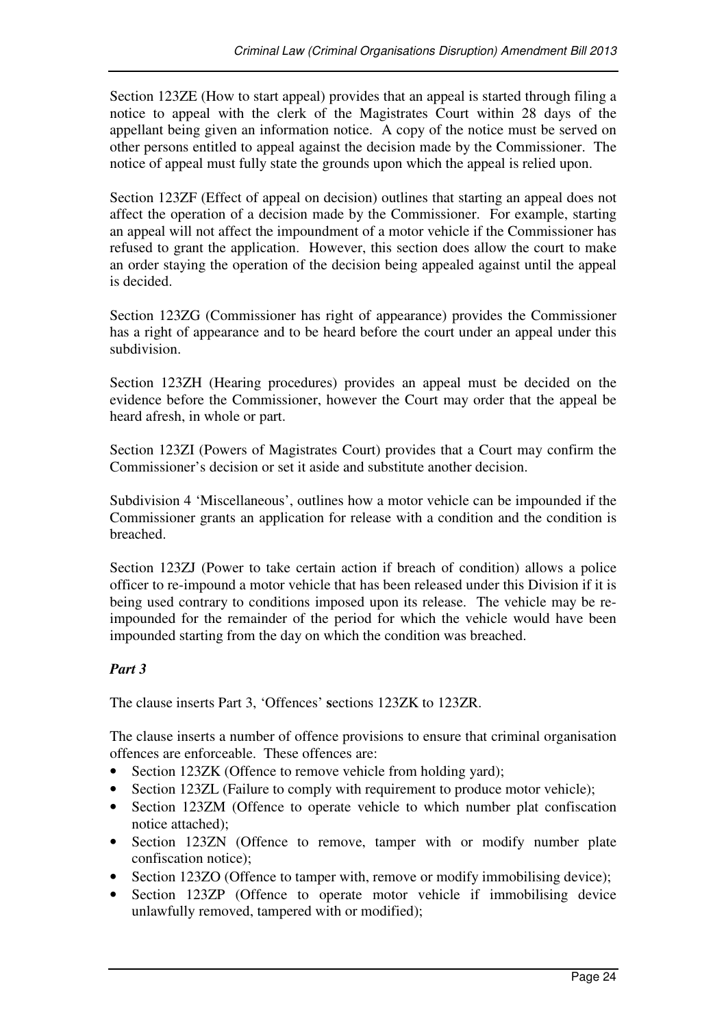Section 123ZE (How to start appeal) provides that an appeal is started through filing a notice to appeal with the clerk of the Magistrates Court within 28 days of the appellant being given an information notice. A copy of the notice must be served on other persons entitled to appeal against the decision made by the Commissioner. The notice of appeal must fully state the grounds upon which the appeal is relied upon.

Section 123ZF (Effect of appeal on decision) outlines that starting an appeal does not affect the operation of a decision made by the Commissioner. For example, starting an appeal will not affect the impoundment of a motor vehicle if the Commissioner has refused to grant the application. However, this section does allow the court to make an order staying the operation of the decision being appealed against until the appeal is decided.

Section 123ZG (Commissioner has right of appearance) provides the Commissioner has a right of appearance and to be heard before the court under an appeal under this subdivision.

Section 123ZH (Hearing procedures) provides an appeal must be decided on the evidence before the Commissioner, however the Court may order that the appeal be heard afresh, in whole or part.

Section 123ZI (Powers of Magistrates Court) provides that a Court may confirm the Commissioner's decision or set it aside and substitute another decision.

Subdivision 4 'Miscellaneous', outlines how a motor vehicle can be impounded if the Commissioner grants an application for release with a condition and the condition is breached.

Section 123ZJ (Power to take certain action if breach of condition) allows a police officer to re-impound a motor vehicle that has been released under this Division if it is being used contrary to conditions imposed upon its release. The vehicle may be re-impounded for the remainder of the period for which the vehicle would have been impounded starting from the day on which the condition was breached.

### *Part 3*

The clause inserts Part 3, 'Offences' **s**ections 123ZK to 123ZR.

The clause inserts a number of offence provisions to ensure that criminal organisation offences are enforceable. These offences are:

- Section 123ZK (Offence to remove vehicle from holding yard);
- Section 123ZL (Failure to comply with requirement to produce motor vehicle);
- Section 123ZM (Offence to operate vehicle to which number plat confiscation notice attached);
- Section 123ZN (Offence to remove, tamper with or modify number plate confiscation notice);
- Section 123ZO (Offence to tamper with, remove or modify immobilising device);
- Section 123ZP (Offence to operate motor vehicle if immobilising device unlawfully removed, tampered with or modified);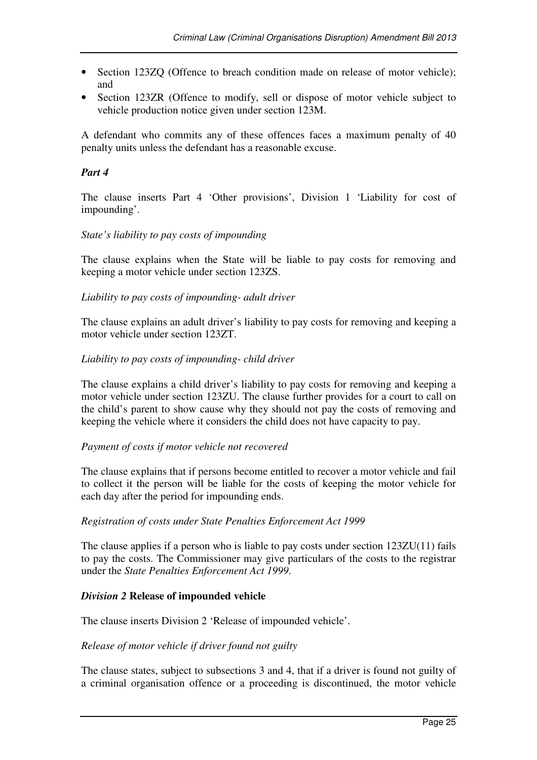- Section 123ZQ (Offence to breach condition made on release of motor vehicle); and
- Section 123ZR (Offence to modify, sell or dispose of motor vehicle subject to vehicle production notice given under section 123M.

A defendant who commits any of these offences faces a maximum penalty of 40 penalty units unless the defendant has a reasonable excuse.

***Part 4***

The clause inserts Part 4 'Other provisions', Division 1 'Liability for cost of impounding'.

*State's liability to pay costs of impounding*

The clause explains when the State will be liable to pay costs for removing and keeping a motor vehicle under section 123ZS.

*Liability to pay costs of impounding- adult driver*

The clause explains an adult driver's liability to pay costs for removing and keeping a motor vehicle under section 123ZT.

*Liability to pay costs of impounding- child driver*

The clause explains a child driver's liability to pay costs for removing and keeping a motor vehicle under section 123ZU. The clause further provides for a court to call on the child's parent to show cause why they should not pay the costs of removing and keeping the vehicle where it considers the child does not have capacity to pay.

*Payment of costs if motor vehicle not recovered*

The clause explains that if persons become entitled to recover a motor vehicle and fail to collect it the person will be liable for the costs of keeping the motor vehicle for each day after the period for impounding ends.

*Registration of costs under State Penalties Enforcement Act 1999*

The clause applies if a person who is liable to pay costs under section 123ZU(11) fails to pay the costs. The Commissioner may give particulars of the costs to the registrar under the *State Penalties Enforcement Act 1999*.

***Division 2* Release of impounded vehicle**

The clause inserts Division 2 'Release of impounded vehicle'.

*Release of motor vehicle if driver found not guilty*

The clause states, subject to subsections 3 and 4, that if a driver is found not guilty of a criminal organisation offence or a proceeding is discontinued, the motor vehicle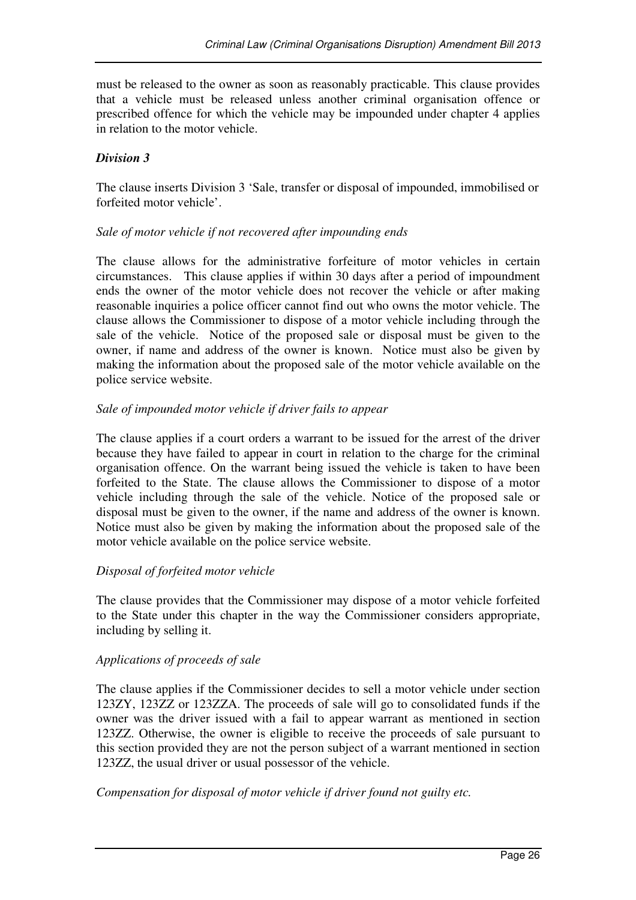must be released to the owner as soon as reasonably practicable. This clause provides that a vehicle must be released unless another criminal organisation offence or prescribed offence for which the vehicle may be impounded under chapter 4 applies in relation to the motor vehicle.

### *Division 3*

The clause inserts Division 3 'Sale, transfer or disposal of impounded, immobilised or forfeited motor vehicle'.

*Sale of motor vehicle if not recovered after impounding ends*

The clause allows for the administrative forfeiture of motor vehicles in certain circumstances. This clause applies if within 30 days after a period of impoundment ends the owner of the motor vehicle does not recover the vehicle or after making reasonable inquiries a police officer cannot find out who owns the motor vehicle. The clause allows the Commissioner to dispose of a motor vehicle including through the sale of the vehicle. Notice of the proposed sale or disposal must be given to the owner, if name and address of the owner is known. Notice must also be given by making the information about the proposed sale of the motor vehicle available on the police service website.

*Sale of impounded motor vehicle if driver fails to appear*

The clause applies if a court orders a warrant to be issued for the arrest of the driver because they have failed to appear in court in relation to the charge for the criminal organisation offence. On the warrant being issued the vehicle is taken to have been forfeited to the State. The clause allows the Commissioner to dispose of a motor vehicle including through the sale of the vehicle. Notice of the proposed sale or disposal must be given to the owner, if the name and address of the owner is known. Notice must also be given by making the information about the proposed sale of the motor vehicle available on the police service website.

*Disposal of forfeited motor vehicle*

The clause provides that the Commissioner may dispose of a motor vehicle forfeited to the State under this chapter in the way the Commissioner considers appropriate, including by selling it.

*Applications of proceeds of sale*

The clause applies if the Commissioner decides to sell a motor vehicle under section 123ZY, 123ZZ or 123ZZA. The proceeds of sale will go to consolidated funds if the owner was the driver issued with a fail to appear warrant as mentioned in section 123ZZ. Otherwise, the owner is eligible to receive the proceeds of sale pursuant to this section provided they are not the person subject of a warrant mentioned in section 123ZZ, the usual driver or usual possessor of the vehicle.

*Compensation for disposal of motor vehicle if driver found not guilty etc.*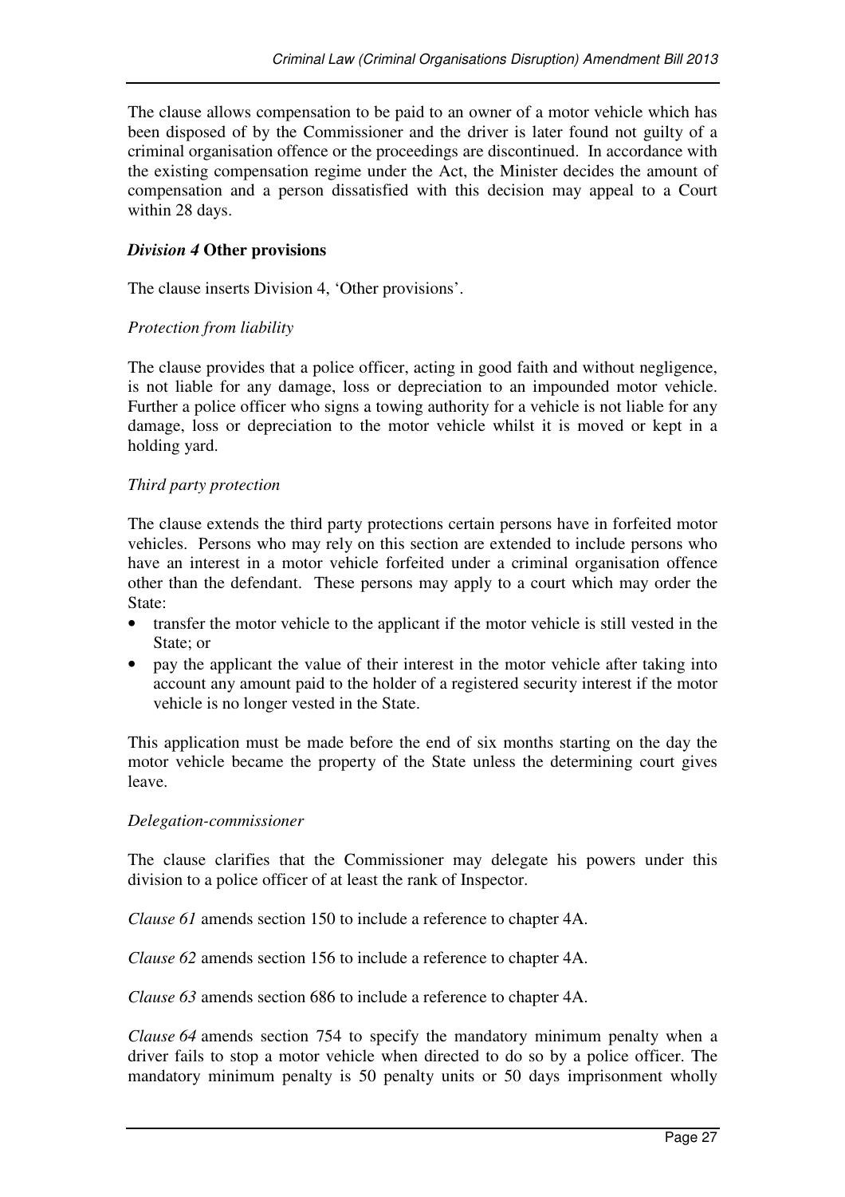The clause allows compensation to be paid to an owner of a motor vehicle which has been disposed of by the Commissioner and the driver is later found not guilty of a criminal organisation offence or the proceedings are discontinued. In accordance with the existing compensation regime under the Act, the Minister decides the amount of compensation and a person dissatisfied with this decision may appeal to a Court within 28 days.

### *Division 4* Other provisions

The clause inserts Division 4, 'Other provisions'.

*Protection from liability*

The clause provides that a police officer, acting in good faith and without negligence, is not liable for any damage, loss or depreciation to an impounded motor vehicle. Further a police officer who signs a towing authority for a vehicle is not liable for any damage, loss or depreciation to the motor vehicle whilst it is moved or kept in a holding yard.

*Third party protection*

The clause extends the third party protections certain persons have in forfeited motor vehicles. Persons who may rely on this section are extended to include persons who have an interest in a motor vehicle forfeited under a criminal organisation offence other than the defendant. These persons may apply to a court which may order the State:

- transfer the motor vehicle to the applicant if the motor vehicle is still vested in the State; or
- pay the applicant the value of their interest in the motor vehicle after taking into account any amount paid to the holder of a registered security interest if the motor vehicle is no longer vested in the State.

This application must be made before the end of six months starting on the day the motor vehicle became the property of the State unless the determining court gives leave.

*Delegation-commissioner*

The clause clarifies that the Commissioner may delegate his powers under this division to a police officer of at least the rank of Inspector.

*Clause 61* amends section 150 to include a reference to chapter 4A.

*Clause 62* amends section 156 to include a reference to chapter 4A.

*Clause 63* amends section 686 to include a reference to chapter 4A.

*Clause 64* amends section 754 to specify the mandatory minimum penalty when a driver fails to stop a motor vehicle when directed to do so by a police officer. The mandatory minimum penalty is 50 penalty units or 50 days imprisonment wholly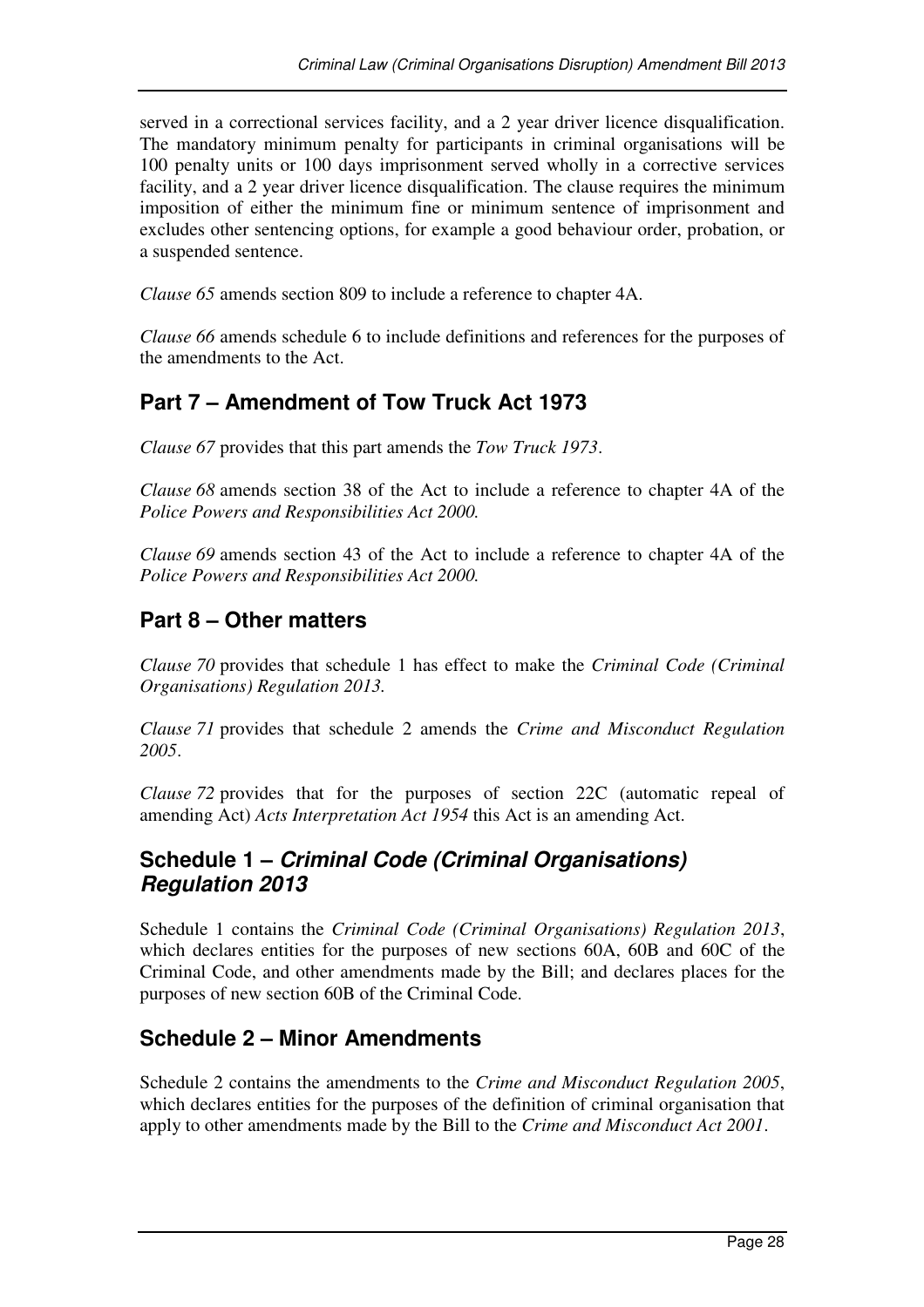served in a correctional services facility, and a 2 year driver licence disqualification. The mandatory minimum penalty for participants in criminal organisations will be 100 penalty units or 100 days imprisonment served wholly in a corrective services facility, and a 2 year driver licence disqualification. The clause requires the minimum imposition of either the minimum fine or minimum sentence of imprisonment and excludes other sentencing options, for example a good behaviour order, probation, or a suspended sentence.

*Clause 65* amends section 809 to include a reference to chapter 4A.

*Clause 66* amends schedule 6 to include definitions and references for the purposes of the amendments to the Act.

## Part 7 – Amendment of Tow Truck Act 1973

*Clause 67* provides that this part amends the *Tow Truck 1973*.

*Clause 68* amends section 38 of the Act to include a reference to chapter 4A of the *Police Powers and Responsibilities Act 2000.*

*Clause 69* amends section 43 of the Act to include a reference to chapter 4A of the *Police Powers and Responsibilities Act 2000.*

## Part 8 – Other matters

*Clause 70* provides that schedule 1 has effect to make the *Criminal Code (Criminal Organisations) Regulation 2013.*

*Clause 71* provides that schedule 2 amends the *Crime and Misconduct Regulation 2005*.

*Clause 72* provides that for the purposes of section 22C (automatic repeal of amending Act) *Acts Interpretation Act 1954* this Act is an amending Act.

## Schedule 1 – *Criminal Code (Criminal Organisations) Regulation 2013*

Schedule 1 contains the *Criminal Code (Criminal Organisations) Regulation 2013*, which declares entities for the purposes of new sections 60A, 60B and 60C of the Criminal Code, and other amendments made by the Bill; and declares places for the purposes of new section 60B of the Criminal Code.

## Schedule 2 – Minor Amendments

Schedule 2 contains the amendments to the *Crime and Misconduct Regulation 2005*, which declares entities for the purposes of the definition of criminal organisation that apply to other amendments made by the Bill to the *Crime and Misconduct Act 2001*.